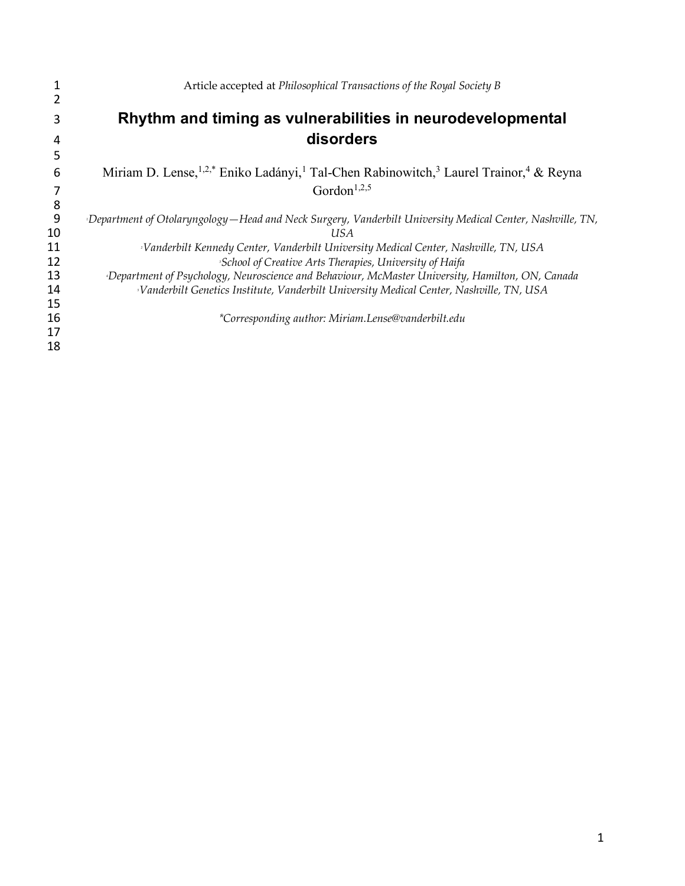Article accepted at *Philosophical Transactions of the Royal Society B*

# Rhythm and timing as vulnerabilities in neurodevelopmental disorders

Miriam D. Lense,[1,2,*] Eniko Ladányi,[1] Tal-Chen Rabinowitch,[3] Laurel Trainor,[4] & Reyna Gordon[1,2,5]

[1] *Department of Otolaryngology—Head and Neck Surgery, Vanderbilt University Medical Center, Nashville, TN, USA*
[2] *Vanderbilt Kennedy Center, Vanderbilt University Medical Center, Nashville, TN, USA*
[3] *School of Creative Arts Therapies, University of Haifa*
[4] *Department of Psychology, Neuroscience and Behaviour, McMaster University, Hamilton, ON, Canada*
[5] *Vanderbilt Genetics Institute, Vanderbilt University Medical Center, Nashville, TN, USA*

*\*Corresponding author: Miriam.Lense@vanderbilt.edu*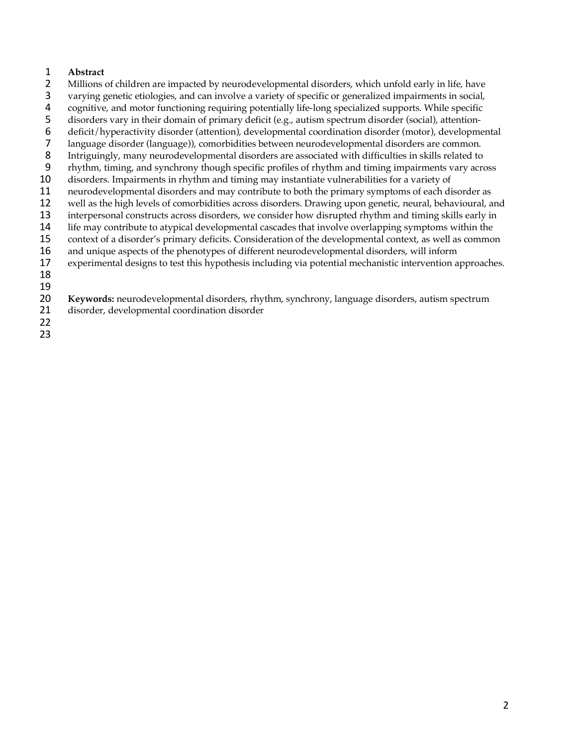**Abstract**

Millions of children are impacted by neurodevelopmental disorders, which unfold early in life, have varying genetic etiologies, and can involve a variety of specific or generalized impairments in social, cognitive, and motor functioning requiring potentially life-long specialized supports. While specific disorders vary in their domain of primary deficit (e.g., autism spectrum disorder (social), attention-deficit/hyperactivity disorder (attention), developmental coordination disorder (motor), developmental language disorder (language)), comorbidities between neurodevelopmental disorders are common. Intriguingly, many neurodevelopmental disorders are associated with difficulties in skills related to rhythm, timing, and synchrony though specific profiles of rhythm and timing impairments vary across disorders. Impairments in rhythm and timing may instantiate vulnerabilities for a variety of neurodevelopmental disorders and may contribute to both the primary symptoms of each disorder as well as the high levels of comorbidities across disorders. Drawing upon genetic, neural, behavioural, and interpersonal constructs across disorders, we consider how disrupted rhythm and timing skills early in life may contribute to atypical developmental cascades that involve overlapping symptoms within the context of a disorder's primary deficits. Consideration of the developmental context, as well as common and unique aspects of the phenotypes of different neurodevelopmental disorders, will inform experimental designs to test this hypothesis including via potential mechanistic intervention approaches.

**Keywords:** neurodevelopmental disorders, rhythm, synchrony, language disorders, autism spectrum disorder, developmental coordination disorder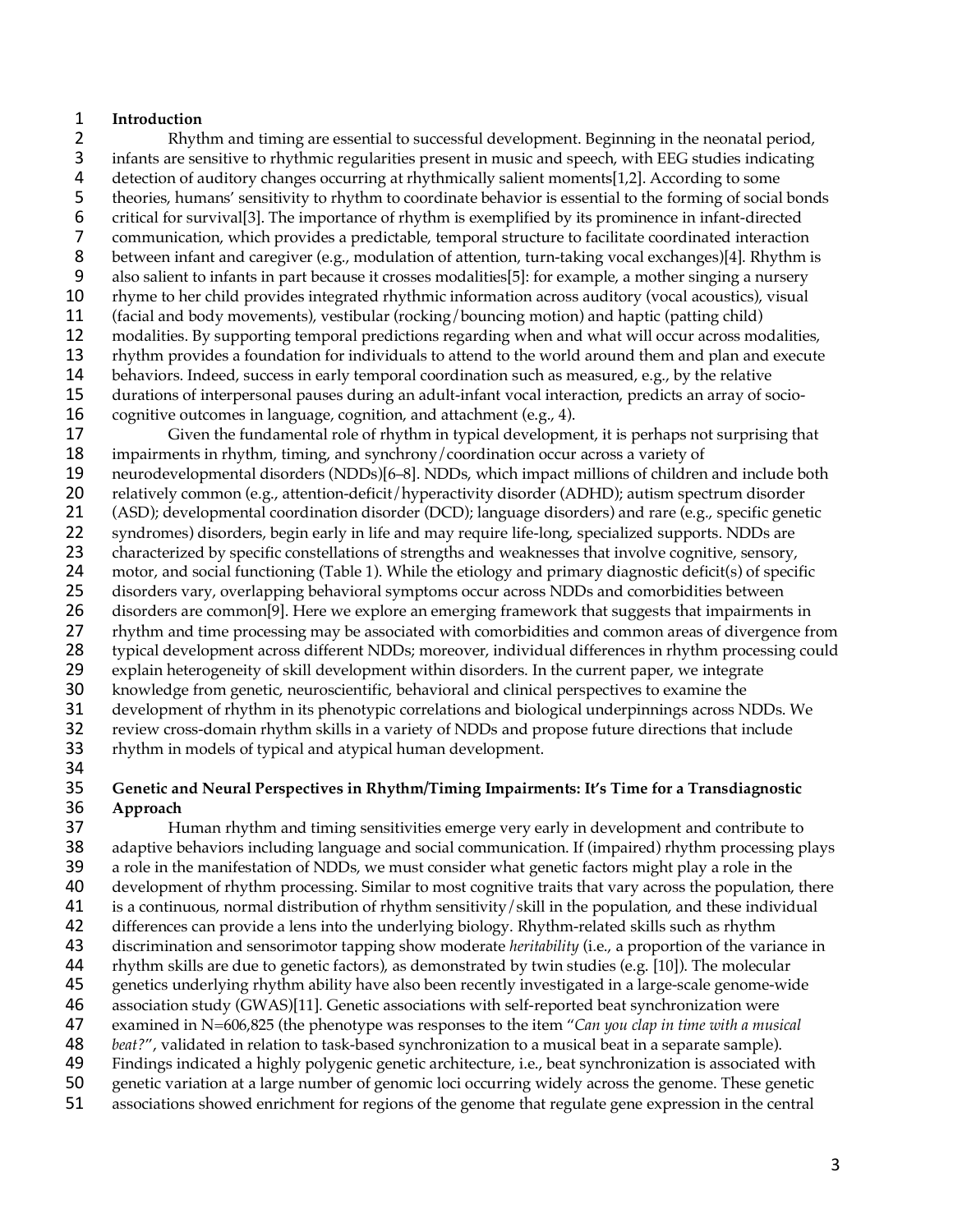## Introduction

Rhythm and timing are essential to successful development. Beginning in the neonatal period, infants are sensitive to rhythmic regularities present in music and speech, with EEG studies indicating detection of auditory changes occurring at rhythmically salient moments[1,2]. According to some theories, humans' sensitivity to rhythm to coordinate behavior is essential to the forming of social bonds critical for survival[3]. The importance of rhythm is exemplified by its prominence in infant-directed communication, which provides a predictable, temporal structure to facilitate coordinated interaction between infant and caregiver (e.g., modulation of attention, turn-taking vocal exchanges)[4]. Rhythm is also salient to infants in part because it crosses modalities[5]: for example, a mother singing a nursery rhyme to her child provides integrated rhythmic information across auditory (vocal acoustics), visual (facial and body movements), vestibular (rocking/bouncing motion) and haptic (patting child) modalities. By supporting temporal predictions regarding when and what will occur across modalities, rhythm provides a foundation for individuals to attend to the world around them and plan and execute behaviors. Indeed, success in early temporal coordination such as measured, e.g., by the relative durations of interpersonal pauses during an adult-infant vocal interaction, predicts an array of socio-cognitive outcomes in language, cognition, and attachment (e.g., 4).

Given the fundamental role of rhythm in typical development, it is perhaps not surprising that impairments in rhythm, timing, and synchrony/coordination occur across a variety of neurodevelopmental disorders (NDDs)[6–8]. NDDs, which impact millions of children and include both relatively common (e.g., attention-deficit/hyperactivity disorder (ADHD); autism spectrum disorder (ASD); developmental coordination disorder (DCD); language disorders) and rare (e.g., specific genetic syndromes) disorders, begin early in life and may require life-long, specialized supports. NDDs are characterized by specific constellations of strengths and weaknesses that involve cognitive, sensory, motor, and social functioning (Table 1). While the etiology and primary diagnostic deficit(s) of specific disorders vary, overlapping behavioral symptoms occur across NDDs and comorbidities between disorders are common[9]. Here we explore an emerging framework that suggests that impairments in rhythm and time processing may be associated with comorbidities and common areas of divergence from typical development across different NDDs; moreover, individual differences in rhythm processing could explain heterogeneity of skill development within disorders. In the current paper, we integrate knowledge from genetic, neuroscientific, behavioral and clinical perspectives to examine the development of rhythm in its phenotypic correlations and biological underpinnings across NDDs. We review cross-domain rhythm skills in a variety of NDDs and propose future directions that include rhythm in models of typical and atypical human development.

## Genetic and Neural Perspectives in Rhythm/Timing Impairments: It's Time for a Transdiagnostic Approach

Human rhythm and timing sensitivities emerge very early in development and contribute to adaptive behaviors including language and social communication. If (impaired) rhythm processing plays a role in the manifestation of NDDs, we must consider what genetic factors might play a role in the development of rhythm processing. Similar to most cognitive traits that vary across the population, there is a continuous, normal distribution of rhythm sensitivity/skill in the population, and these individual differences can provide a lens into the underlying biology. Rhythm-related skills such as rhythm discrimination and sensorimotor tapping show moderate *heritability* (i.e., a proportion of the variance in rhythm skills are due to genetic factors), as demonstrated by twin studies (e.g. [10]). The molecular genetics underlying rhythm ability have also been recently investigated in a large-scale genome-wide association study (GWAS)[11]. Genetic associations with self-reported beat synchronization were examined in N=606,825 (the phenotype was responses to the item "*Can you clap in time with a musical beat?*", validated in relation to task-based synchronization to a musical beat in a separate sample). Findings indicated a highly polygenic genetic architecture, i.e., beat synchronization is associated with genetic variation at a large number of genomic loci occurring widely across the genome. These genetic associations showed enrichment for regions of the genome that regulate gene expression in the central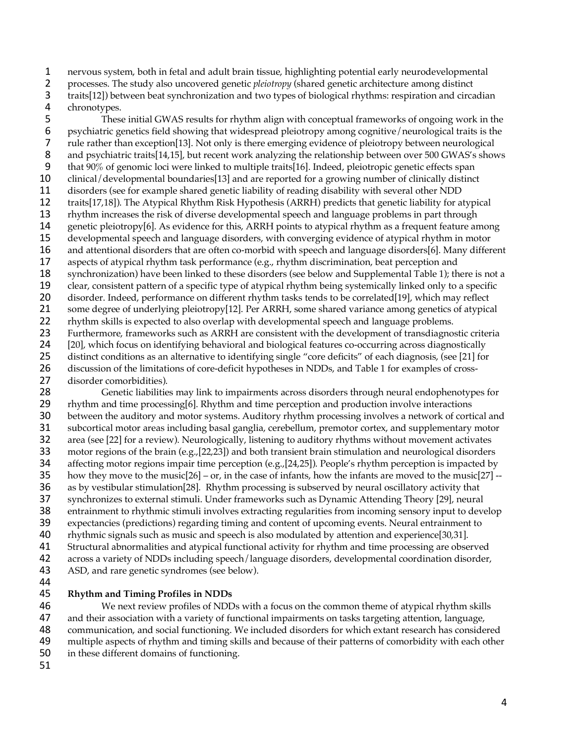nervous system, both in fetal and adult brain tissue, highlighting potential early neurodevelopmental processes. The study also uncovered genetic *pleiotropy* (shared genetic architecture among distinct traits[12]) between beat synchronization and two types of biological rhythms: respiration and circadian chronotypes.

These initial GWAS results for rhythm align with conceptual frameworks of ongoing work in the psychiatric genetics field showing that widespread pleiotropy among cognitive/neurological traits is the rule rather than exception[13]. Not only is there emerging evidence of pleiotropy between neurological and psychiatric traits[14,15], but recent work analyzing the relationship between over 500 GWAS's shows that 90% of genomic loci were linked to multiple traits[16]. Indeed, pleiotropic genetic effects span clinical/developmental boundaries[13] and are reported for a growing number of clinically distinct disorders (see for example shared genetic liability of reading disability with several other NDD traits[17,18]). The Atypical Rhythm Risk Hypothesis (ARRH) predicts that genetic liability for atypical rhythm increases the risk of diverse developmental speech and language problems in part through genetic pleiotropy[6]. As evidence for this, ARRH points to atypical rhythm as a frequent feature among developmental speech and language disorders, with converging evidence of atypical rhythm in motor and attentional disorders that are often co-morbid with speech and language disorders[6]. Many different aspects of atypical rhythm task performance (e.g., rhythm discrimination, beat perception and synchronization) have been linked to these disorders (see below and Supplemental Table 1); there is not a clear, consistent pattern of a specific type of atypical rhythm being systemically linked only to a specific disorder. Indeed, performance on different rhythm tasks tends to be correlated[19], which may reflect some degree of underlying pleiotropy[12]. Per ARRH, some shared variance among genetics of atypical rhythm skills is expected to also overlap with developmental speech and language problems. Furthermore, frameworks such as ARRH are consistent with the development of transdiagnostic criteria [20], which focus on identifying behavioral and biological features co-occurring across diagnostically distinct conditions as an alternative to identifying single "core deficits" of each diagnosis, (see [21] for discussion of the limitations of core-deficit hypotheses in NDDs, and Table 1 for examples of cross-disorder comorbidities).

Genetic liabilities may link to impairments across disorders through neural endophenotypes for rhythm and time processing[6]. Rhythm and time perception and production involve interactions between the auditory and motor systems. Auditory rhythm processing involves a network of cortical and subcortical motor areas including basal ganglia, cerebellum, premotor cortex, and supplementary motor area (see [22] for a review). Neurologically, listening to auditory rhythms without movement activates motor regions of the brain (e.g.,[22,23]) and both transient brain stimulation and neurological disorders affecting motor regions impair time perception (e.g.,[24,25]). People's rhythm perception is impacted by how they move to the music[26] – or, in the case of infants, how the infants are moved to the music[27] -- as by vestibular stimulation[28]. Rhythm processing is subserved by neural oscillatory activity that synchronizes to external stimuli. Under frameworks such as Dynamic Attending Theory [29], neural entrainment to rhythmic stimuli involves extracting regularities from incoming sensory input to develop expectancies (predictions) regarding timing and content of upcoming events. Neural entrainment to rhythmic signals such as music and speech is also modulated by attention and experience[30,31]. Structural abnormalities and atypical functional activity for rhythm and time processing are observed across a variety of NDDs including speech/language disorders, developmental coordination disorder, ASD, and rare genetic syndromes (see below).

## Rhythm and Timing Profiles in NDDs

We next review profiles of NDDs with a focus on the common theme of atypical rhythm skills and their association with a variety of functional impairments on tasks targeting attention, language, communication, and social functioning. We included disorders for which extant research has considered multiple aspects of rhythm and timing skills and because of their patterns of comorbidity with each other in these different domains of functioning.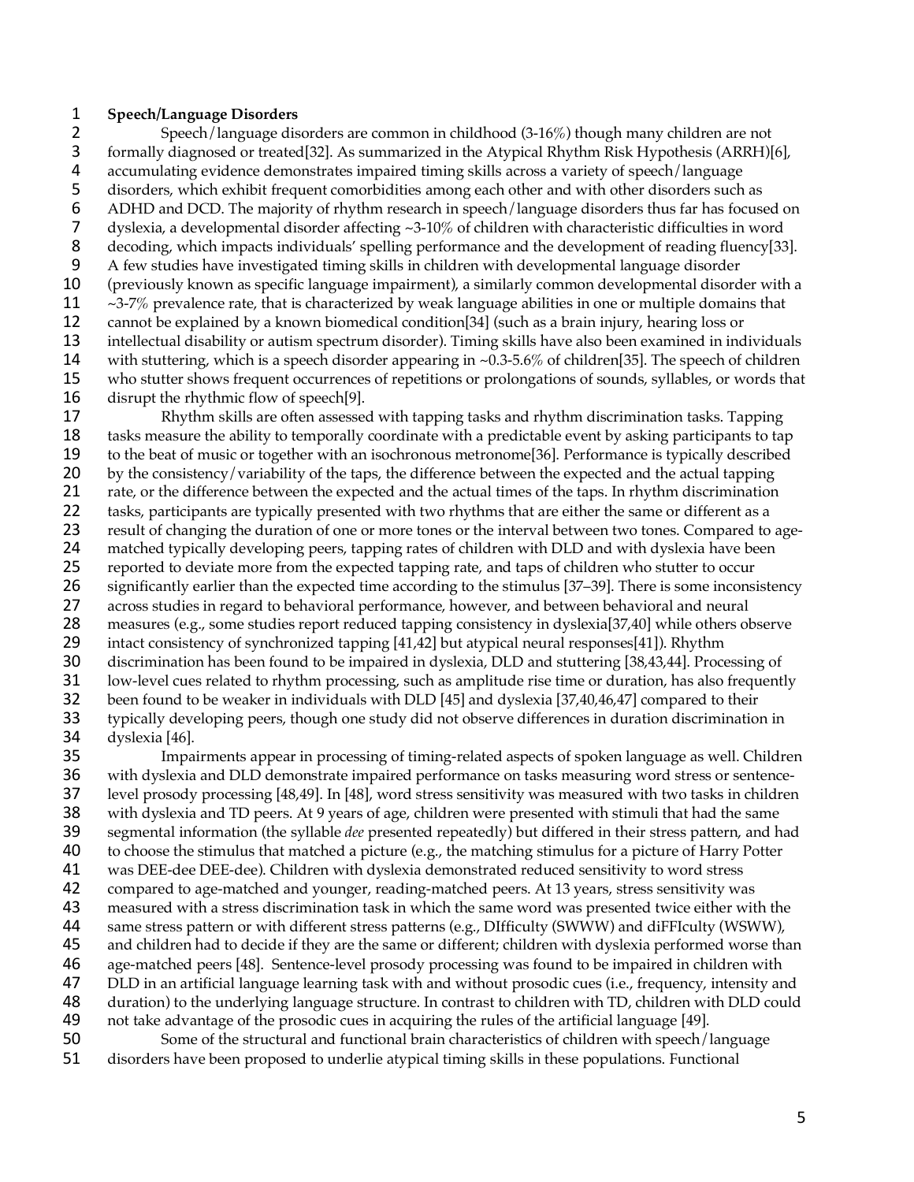**Speech/Language Disorders**

Speech/language disorders are common in childhood (3-16%) though many children are not formally diagnosed or treated[32]. As summarized in the Atypical Rhythm Risk Hypothesis (ARRH)[6], accumulating evidence demonstrates impaired timing skills across a variety of speech/language disorders, which exhibit frequent comorbidities among each other and with other disorders such as ADHD and DCD. The majority of rhythm research in speech/language disorders thus far has focused on dyslexia, a developmental disorder affecting ~3-10% of children with characteristic difficulties in word decoding, which impacts individuals' spelling performance and the development of reading fluency[33]. A few studies have investigated timing skills in children with developmental language disorder (previously known as specific language impairment), a similarly common developmental disorder with a ~3-7% prevalence rate, that is characterized by weak language abilities in one or multiple domains that cannot be explained by a known biomedical condition[34] (such as a brain injury, hearing loss or intellectual disability or autism spectrum disorder). Timing skills have also been examined in individuals with stuttering, which is a speech disorder appearing in ~0.3-5.6% of children[35]. The speech of children who stutter shows frequent occurrences of repetitions or prolongations of sounds, syllables, or words that disrupt the rhythmic flow of speech[9].

Rhythm skills are often assessed with tapping tasks and rhythm discrimination tasks. Tapping tasks measure the ability to temporally coordinate with a predictable event by asking participants to tap to the beat of music or together with an isochronous metronome[36]. Performance is typically described by the consistency/variability of the taps, the difference between the expected and the actual tapping rate, or the difference between the expected and the actual times of the taps. In rhythm discrimination tasks, participants are typically presented with two rhythms that are either the same or different as a result of changing the duration of one or more tones or the interval between two tones. Compared to age-matched typically developing peers, tapping rates of children with DLD and with dyslexia have been reported to deviate more from the expected tapping rate, and taps of children who stutter to occur significantly earlier than the expected time according to the stimulus [37–39]. There is some inconsistency across studies in regard to behavioral performance, however, and between behavioral and neural measures (e.g., some studies report reduced tapping consistency in dyslexia[37,40] while others observe intact consistency of synchronized tapping [41,42] but atypical neural responses[41]). Rhythm discrimination has been found to be impaired in dyslexia, DLD and stuttering [38,43,44]. Processing of low-level cues related to rhythm processing, such as amplitude rise time or duration, has also frequently been found to be weaker in individuals with DLD [45] and dyslexia [37,40,46,47] compared to their typically developing peers, though one study did not observe differences in duration discrimination in dyslexia [46].

Impairments appear in processing of timing-related aspects of spoken language as well. Children with dyslexia and DLD demonstrate impaired performance on tasks measuring word stress or sentence-level prosody processing [48,49]. In [48], word stress sensitivity was measured with two tasks in children with dyslexia and TD peers. At 9 years of age, children were presented with stimuli that had the same segmental information (the syllable *dee* presented repeatedly) but differed in their stress pattern, and had to choose the stimulus that matched a picture (e.g., the matching stimulus for a picture of Harry Potter was DEE-dee DEE-dee). Children with dyslexia demonstrated reduced sensitivity to word stress compared to age-matched and younger, reading-matched peers. At 13 years, stress sensitivity was measured with a stress discrimination task in which the same word was presented twice either with the same stress pattern or with different stress patterns (e.g., DIfficulty (SWWW) and diFFIculty (WSWW), and children had to decide if they are the same or different; children with dyslexia performed worse than age-matched peers [48]. Sentence-level prosody processing was found to be impaired in children with DLD in an artificial language learning task with and without prosodic cues (i.e., frequency, intensity and duration) to the underlying language structure. In contrast to children with TD, children with DLD could not take advantage of the prosodic cues in acquiring the rules of the artificial language [49].

Some of the structural and functional brain characteristics of children with speech/language disorders have been proposed to underlie atypical timing skills in these populations. Functional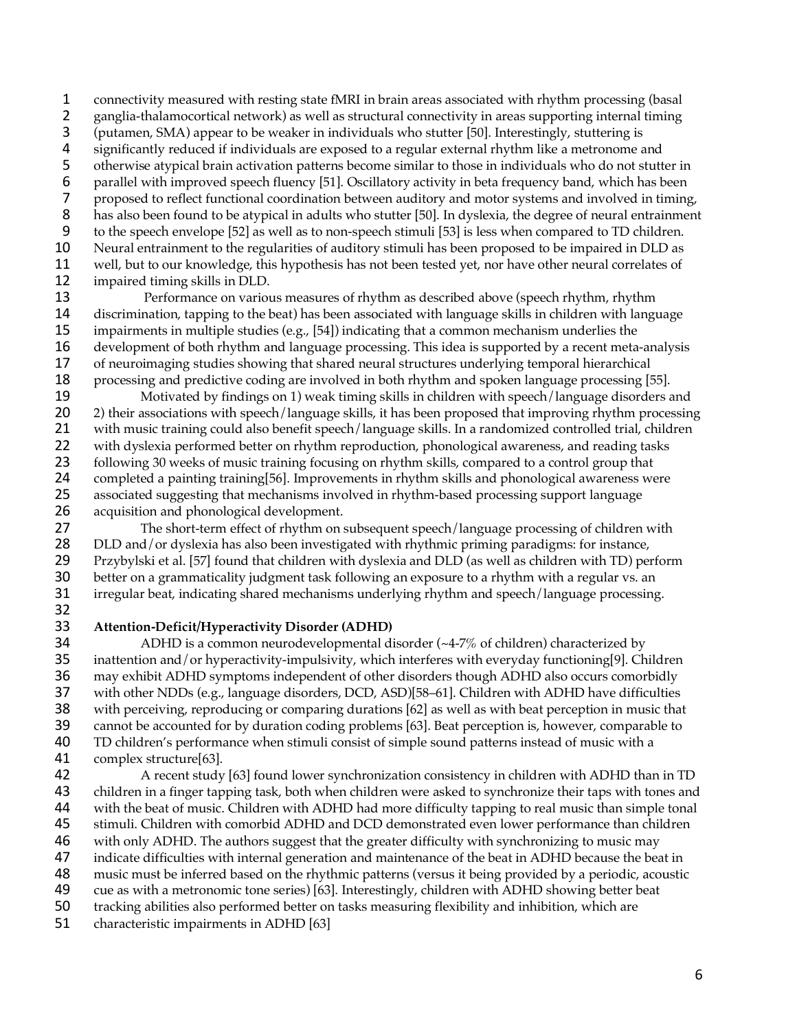connectivity measured with resting state fMRI in brain areas associated with rhythm processing (basal ganglia-thalamocortical network) as well as structural connectivity in areas supporting internal timing (putamen, SMA) appear to be weaker in individuals who stutter [50]. Interestingly, stuttering is significantly reduced if individuals are exposed to a regular external rhythm like a metronome and otherwise atypical brain activation patterns become similar to those in individuals who do not stutter in parallel with improved speech fluency [51]. Oscillatory activity in beta frequency band, which has been proposed to reflect functional coordination between auditory and motor systems and involved in timing, has also been found to be atypical in adults who stutter [50]. In dyslexia, the degree of neural entrainment to the speech envelope [52] as well as to non-speech stimuli [53] is less when compared to TD children. Neural entrainment to the regularities of auditory stimuli has been proposed to be impaired in DLD as well, but to our knowledge, this hypothesis has not been tested yet, nor have other neural correlates of impaired timing skills in DLD.

Performance on various measures of rhythm as described above (speech rhythm, rhythm discrimination, tapping to the beat) has been associated with language skills in children with language impairments in multiple studies (e.g., [54]) indicating that a common mechanism underlies the development of both rhythm and language processing. This idea is supported by a recent meta-analysis of neuroimaging studies showing that shared neural structures underlying temporal hierarchical processing and predictive coding are involved in both rhythm and spoken language processing [55].

Motivated by findings on 1) weak timing skills in children with speech/language disorders and 2) their associations with speech/language skills, it has been proposed that improving rhythm processing with music training could also benefit speech/language skills. In a randomized controlled trial, children with dyslexia performed better on rhythm reproduction, phonological awareness, and reading tasks following 30 weeks of music training focusing on rhythm skills, compared to a control group that completed a painting training[56]. Improvements in rhythm skills and phonological awareness were associated suggesting that mechanisms involved in rhythm-based processing support language acquisition and phonological development.

The short-term effect of rhythm on subsequent speech/language processing of children with DLD and/or dyslexia has also been investigated with rhythmic priming paradigms: for instance, Przybylski et al. [57] found that children with dyslexia and DLD (as well as children with TD) perform better on a grammaticality judgment task following an exposure to a rhythm with a regular vs. an irregular beat, indicating shared mechanisms underlying rhythm and speech/language processing.

**Attention-Deficit/Hyperactivity Disorder (ADHD)**

ADHD is a common neurodevelopmental disorder (~4-7% of children) characterized by inattention and/or hyperactivity-impulsivity, which interferes with everyday functioning[9]. Children may exhibit ADHD symptoms independent of other disorders though ADHD also occurs comorbidly with other NDDs (e.g., language disorders, DCD, ASD)[58–61]. Children with ADHD have difficulties with perceiving, reproducing or comparing durations [62] as well as with beat perception in music that cannot be accounted for by duration coding problems [63]. Beat perception is, however, comparable to TD children's performance when stimuli consist of simple sound patterns instead of music with a complex structure[63].

A recent study [63] found lower synchronization consistency in children with ADHD than in TD children in a finger tapping task, both when children were asked to synchronize their taps with tones and with the beat of music. Children with ADHD had more difficulty tapping to real music than simple tonal stimuli. Children with comorbid ADHD and DCD demonstrated even lower performance than children with only ADHD. The authors suggest that the greater difficulty with synchronizing to music may indicate difficulties with internal generation and maintenance of the beat in ADHD because the beat in music must be inferred based on the rhythmic patterns (versus it being provided by a periodic, acoustic cue as with a metronomic tone series) [63]. Interestingly, children with ADHD showing better beat tracking abilities also performed better on tasks measuring flexibility and inhibition, which are characteristic impairments in ADHD [63]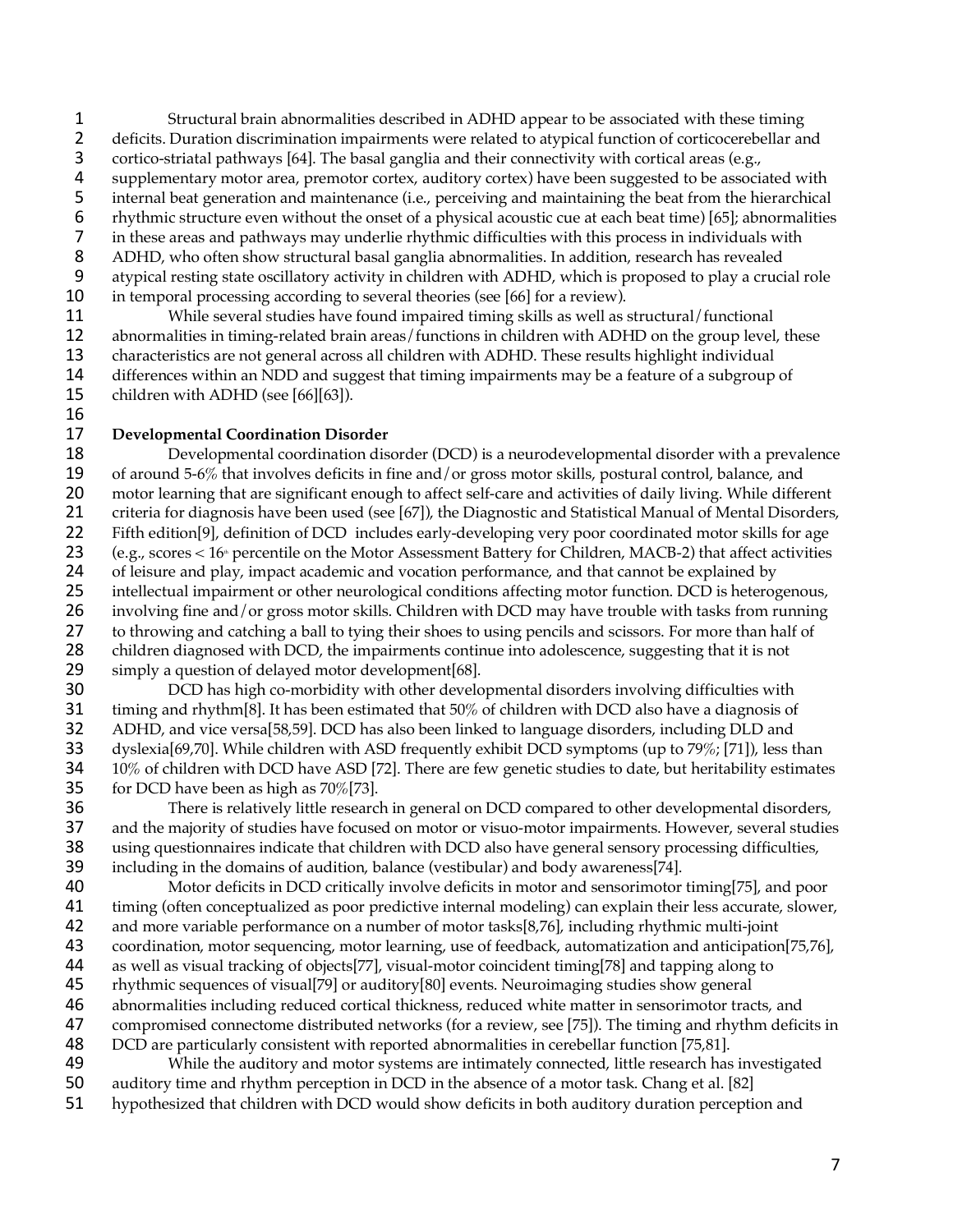Structural brain abnormalities described in ADHD appear to be associated with these timing deficits. Duration discrimination impairments were related to atypical function of corticocerebellar and cortico-striatal pathways [64]. The basal ganglia and their connectivity with cortical areas (e.g., supplementary motor area, premotor cortex, auditory cortex) have been suggested to be associated with internal beat generation and maintenance (i.e., perceiving and maintaining the beat from the hierarchical rhythmic structure even without the onset of a physical acoustic cue at each beat time) [65]; abnormalities in these areas and pathways may underlie rhythmic difficulties with this process in individuals with ADHD, who often show structural basal ganglia abnormalities. In addition, research has revealed atypical resting state oscillatory activity in children with ADHD, which is proposed to play a crucial role in temporal processing according to several theories (see [66] for a review).

While several studies have found impaired timing skills as well as structural/functional abnormalities in timing-related brain areas/functions in children with ADHD on the group level, these characteristics are not general across all children with ADHD. These results highlight individual differences within an NDD and suggest that timing impairments may be a feature of a subgroup of children with ADHD (see [66][63]).

**Developmental Coordination Disorder**

Developmental coordination disorder (DCD) is a neurodevelopmental disorder with a prevalence of around 5-6% that involves deficits in fine and/or gross motor skills, postural control, balance, and motor learning that are significant enough to affect self-care and activities of daily living. While different criteria for diagnosis have been used (see [67]), the Diagnostic and Statistical Manual of Mental Disorders, Fifth edition[9], definition of DCD includes early-developing very poor coordinated motor skills for age (e.g., scores < 16th percentile on the Motor Assessment Battery for Children, MACB-2) that affect activities of leisure and play, impact academic and vocation performance, and that cannot be explained by intellectual impairment or other neurological conditions affecting motor function. DCD is heterogenous, involving fine and/or gross motor skills. Children with DCD may have trouble with tasks from running to throwing and catching a ball to tying their shoes to using pencils and scissors. For more than half of children diagnosed with DCD, the impairments continue into adolescence, suggesting that it is not simply a question of delayed motor development[68].

DCD has high co-morbidity with other developmental disorders involving difficulties with timing and rhythm[8]. It has been estimated that 50% of children with DCD also have a diagnosis of ADHD, and vice versa[58,59]. DCD has also been linked to language disorders, including DLD and dyslexia[69,70]. While children with ASD frequently exhibit DCD symptoms (up to 79%; [71]), less than 10% of children with DCD have ASD [72]. There are few genetic studies to date, but heritability estimates for DCD have been as high as 70%[73].

There is relatively little research in general on DCD compared to other developmental disorders, and the majority of studies have focused on motor or visuo-motor impairments. However, several studies using questionnaires indicate that children with DCD also have general sensory processing difficulties, including in the domains of audition, balance (vestibular) and body awareness[74].

Motor deficits in DCD critically involve deficits in motor and sensorimotor timing[75], and poor timing (often conceptualized as poor predictive internal modeling) can explain their less accurate, slower, and more variable performance on a number of motor tasks[8,76], including rhythmic multi-joint coordination, motor sequencing, motor learning, use of feedback, automatization and anticipation[75,76], as well as visual tracking of objects[77], visual-motor coincident timing[78] and tapping along to rhythmic sequences of visual[79] or auditory[80] events. Neuroimaging studies show general abnormalities including reduced cortical thickness, reduced white matter in sensorimotor tracts, and compromised connectome distributed networks (for a review, see [75]). The timing and rhythm deficits in DCD are particularly consistent with reported abnormalities in cerebellar function [75,81].

While the auditory and motor systems are intimately connected, little research has investigated auditory time and rhythm perception in DCD in the absence of a motor task. Chang et al. [82] hypothesized that children with DCD would show deficits in both auditory duration perception and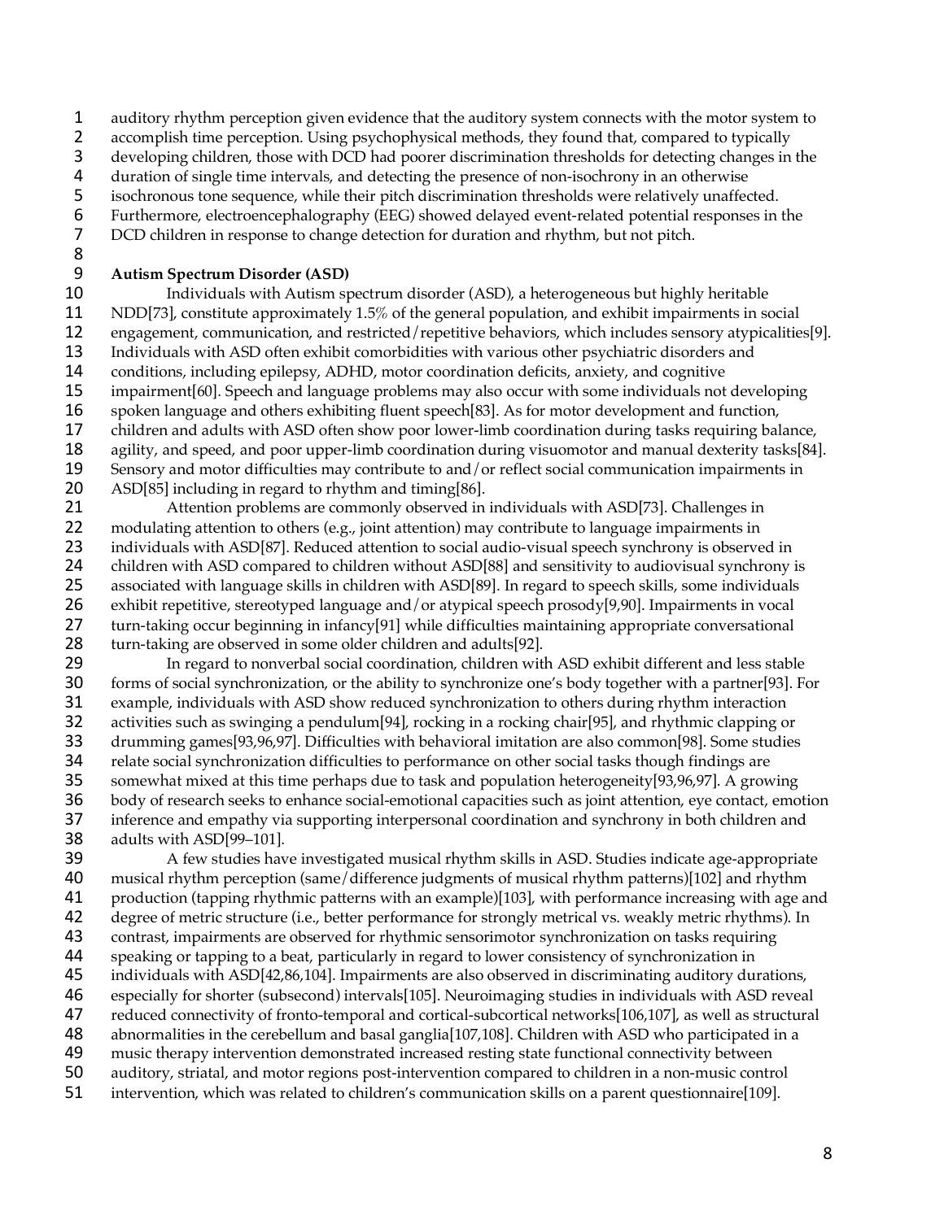auditory rhythm perception given evidence that the auditory system connects with the motor system to accomplish time perception. Using psychophysical methods, they found that, compared to typically developing children, those with DCD had poorer discrimination thresholds for detecting changes in the duration of single time intervals, and detecting the presence of non-isochrony in an otherwise isochronous tone sequence, while their pitch discrimination thresholds were relatively unaffected. Furthermore, electroencephalography (EEG) showed delayed event-related potential responses in the DCD children in response to change detection for duration and rhythm, but not pitch.

**Autism Spectrum Disorder (ASD)**

Individuals with Autism spectrum disorder (ASD), a heterogeneous but highly heritable NDD[73], constitute approximately 1.5% of the general population, and exhibit impairments in social engagement, communication, and restricted/repetitive behaviors, which includes sensory atypicalities[9]. Individuals with ASD often exhibit comorbidities with various other psychiatric disorders and conditions, including epilepsy, ADHD, motor coordination deficits, anxiety, and cognitive impairment[60]. Speech and language problems may also occur with some individuals not developing spoken language and others exhibiting fluent speech[83]. As for motor development and function, children and adults with ASD often show poor lower-limb coordination during tasks requiring balance, agility, and speed, and poor upper-limb coordination during visuomotor and manual dexterity tasks[84]. Sensory and motor difficulties may contribute to and/or reflect social communication impairments in ASD[85] including in regard to rhythm and timing[86].

Attention problems are commonly observed in individuals with ASD[73]. Challenges in modulating attention to others (e.g., joint attention) may contribute to language impairments in individuals with ASD[87]. Reduced attention to social audio-visual speech synchrony is observed in children with ASD compared to children without ASD[88] and sensitivity to audiovisual synchrony is associated with language skills in children with ASD[89]. In regard to speech skills, some individuals exhibit repetitive, stereotyped language and/or atypical speech prosody[9,90]. Impairments in vocal turn-taking occur beginning in infancy[91] while difficulties maintaining appropriate conversational turn-taking are observed in some older children and adults[92].

In regard to nonverbal social coordination, children with ASD exhibit different and less stable forms of social synchronization, or the ability to synchronize one's body together with a partner[93]. For example, individuals with ASD show reduced synchronization to others during rhythm interaction activities such as swinging a pendulum[94], rocking in a rocking chair[95], and rhythmic clapping or drumming games[93,96,97]. Difficulties with behavioral imitation are also common[98]. Some studies relate social synchronization difficulties to performance on other social tasks though findings are somewhat mixed at this time perhaps due to task and population heterogeneity[93,96,97]. A growing body of research seeks to enhance social-emotional capacities such as joint attention, eye contact, emotion inference and empathy via supporting interpersonal coordination and synchrony in both children and adults with ASD[99–101].

A few studies have investigated musical rhythm skills in ASD. Studies indicate age-appropriate musical rhythm perception (same/difference judgments of musical rhythm patterns)[102] and rhythm production (tapping rhythmic patterns with an example)[103], with performance increasing with age and degree of metric structure (i.e., better performance for strongly metrical vs. weakly metric rhythms). In contrast, impairments are observed for rhythmic sensorimotor synchronization on tasks requiring speaking or tapping to a beat, particularly in regard to lower consistency of synchronization in individuals with ASD[42,86,104]. Impairments are also observed in discriminating auditory durations, especially for shorter (subsecond) intervals[105]. Neuroimaging studies in individuals with ASD reveal reduced connectivity of fronto-temporal and cortical-subcortical networks[106,107], as well as structural abnormalities in the cerebellum and basal ganglia[107,108]. Children with ASD who participated in a music therapy intervention demonstrated increased resting state functional connectivity between auditory, striatal, and motor regions post-intervention compared to children in a non-music control intervention, which was related to children's communication skills on a parent questionnaire[109].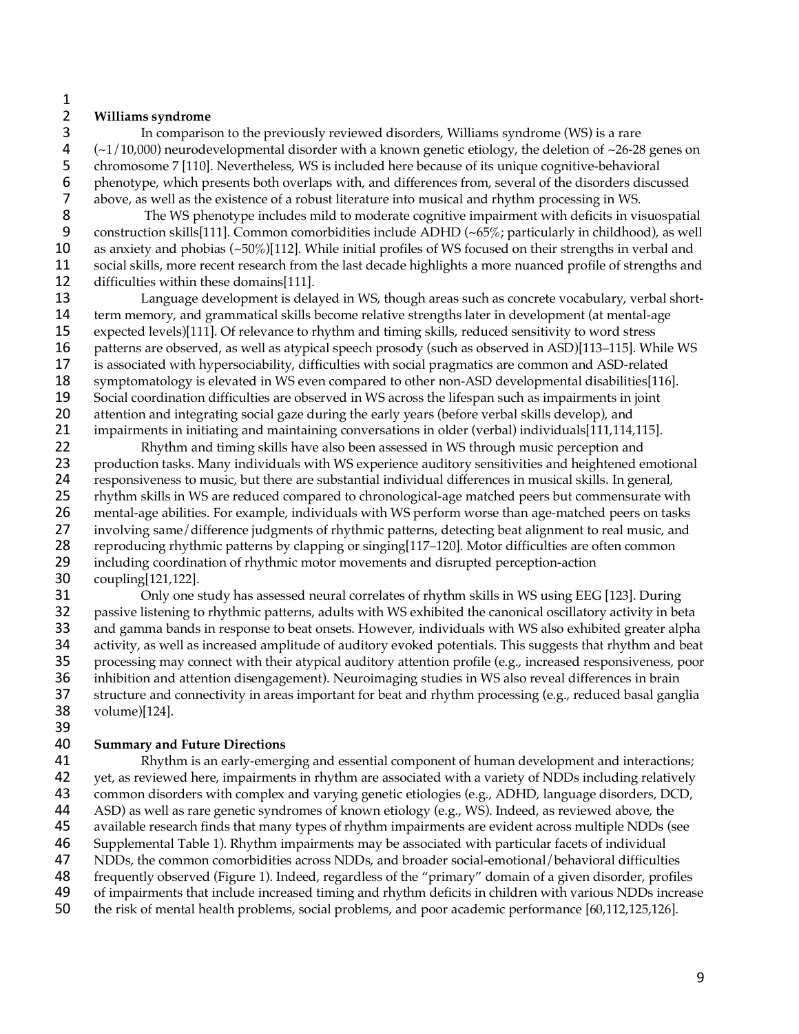**Williams syndrome**

In comparison to the previously reviewed disorders, Williams syndrome (WS) is a rare (~1/10,000) neurodevelopmental disorder with a known genetic etiology, the deletion of ~26-28 genes on chromosome 7 [110]. Nevertheless, WS is included here because of its unique cognitive-behavioral phenotype, which presents both overlaps with, and differences from, several of the disorders discussed above, as well as the existence of a robust literature into musical and rhythm processing in WS.

The WS phenotype includes mild to moderate cognitive impairment with deficits in visuospatial construction skills[111]. Common comorbidities include ADHD (~65%; particularly in childhood), as well as anxiety and phobias (~50%)[112]. While initial profiles of WS focused on their strengths in verbal and social skills, more recent research from the last decade highlights a more nuanced profile of strengths and difficulties within these domains[111].

Language development is delayed in WS, though areas such as concrete vocabulary, verbal short-term memory, and grammatical skills become relative strengths later in development (at mental-age expected levels)[111]. Of relevance to rhythm and timing skills, reduced sensitivity to word stress patterns are observed, as well as atypical speech prosody (such as observed in ASD)[113–115]. While WS is associated with hypersociability, difficulties with social pragmatics are common and ASD-related symptomatology is elevated in WS even compared to other non-ASD developmental disabilities[116]. Social coordination difficulties are observed in WS across the lifespan such as impairments in joint attention and integrating social gaze during the early years (before verbal skills develop), and impairments in initiating and maintaining conversations in older (verbal) individuals[111,114,115].

Rhythm and timing skills have also been assessed in WS through music perception and production tasks. Many individuals with WS experience auditory sensitivities and heightened emotional responsiveness to music, but there are substantial individual differences in musical skills. In general, rhythm skills in WS are reduced compared to chronological-age matched peers but commensurate with mental-age abilities. For example, individuals with WS perform worse than age-matched peers on tasks involving same/difference judgments of rhythmic patterns, detecting beat alignment to real music, and reproducing rhythmic patterns by clapping or singing[117–120]. Motor difficulties are often common including coordination of rhythmic motor movements and disrupted perception-action coupling[121,122].

Only one study has assessed neural correlates of rhythm skills in WS using EEG [123]. During passive listening to rhythmic patterns, adults with WS exhibited the canonical oscillatory activity in beta and gamma bands in response to beat onsets. However, individuals with WS also exhibited greater alpha activity, as well as increased amplitude of auditory evoked potentials. This suggests that rhythm and beat processing may connect with their atypical auditory attention profile (e.g., increased responsiveness, poor inhibition and attention disengagement). Neuroimaging studies in WS also reveal differences in brain structure and connectivity in areas important for beat and rhythm processing (e.g., reduced basal ganglia volume)[124].

**Summary and Future Directions**

Rhythm is an early-emerging and essential component of human development and interactions; yet, as reviewed here, impairments in rhythm are associated with a variety of NDDs including relatively common disorders with complex and varying genetic etiologies (e.g., ADHD, language disorders, DCD, ASD) as well as rare genetic syndromes of known etiology (e.g., WS). Indeed, as reviewed above, the available research finds that many types of rhythm impairments are evident across multiple NDDs (see Supplemental Table 1). Rhythm impairments may be associated with particular facets of individual NDDs, the common comorbidities across NDDs, and broader social-emotional/behavioral difficulties frequently observed (Figure 1). Indeed, regardless of the "primary" domain of a given disorder, profiles of impairments that include increased timing and rhythm deficits in children with various NDDs increase the risk of mental health problems, social problems, and poor academic performance [60,112,125,126].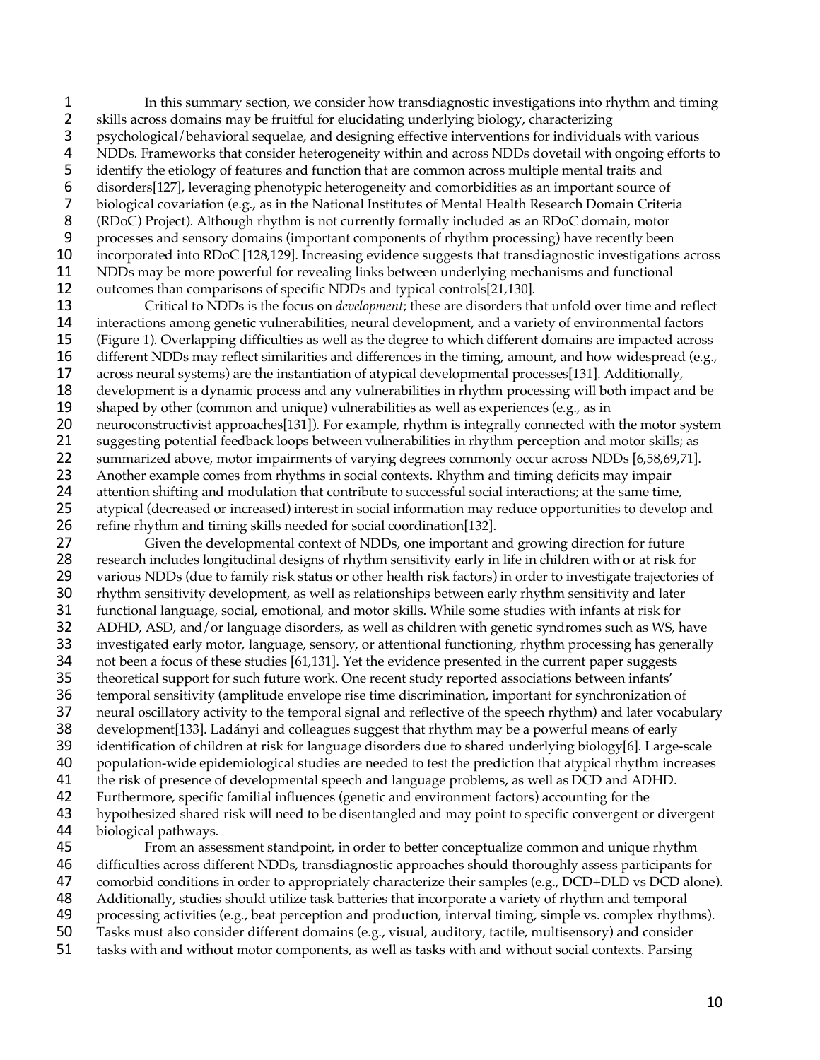In this summary section, we consider how transdiagnostic investigations into rhythm and timing skills across domains may be fruitful for elucidating underlying biology, characterizing psychological/behavioral sequelae, and designing effective interventions for individuals with various NDDs. Frameworks that consider heterogeneity within and across NDDs dovetail with ongoing efforts to identify the etiology of features and function that are common across multiple mental traits and disorders[127], leveraging phenotypic heterogeneity and comorbidities as an important source of biological covariation (e.g., as in the National Institutes of Mental Health Research Domain Criteria (RDoC) Project). Although rhythm is not currently formally included as an RDoC domain, motor processes and sensory domains (important components of rhythm processing) have recently been incorporated into RDoC [128,129]. Increasing evidence suggests that transdiagnostic investigations across NDDs may be more powerful for revealing links between underlying mechanisms and functional outcomes than comparisons of specific NDDs and typical controls[21,130].

Critical to NDDs is the focus on *development*; these are disorders that unfold over time and reflect interactions among genetic vulnerabilities, neural development, and a variety of environmental factors (Figure 1). Overlapping difficulties as well as the degree to which different domains are impacted across different NDDs may reflect similarities and differences in the timing, amount, and how widespread (e.g., across neural systems) are the instantiation of atypical developmental processes[131]. Additionally, development is a dynamic process and any vulnerabilities in rhythm processing will both impact and be shaped by other (common and unique) vulnerabilities as well as experiences (e.g., as in neuroconstructivist approaches[131]). For example, rhythm is integrally connected with the motor system suggesting potential feedback loops between vulnerabilities in rhythm perception and motor skills; as summarized above, motor impairments of varying degrees commonly occur across NDDs [6,58,69,71]. Another example comes from rhythms in social contexts. Rhythm and timing deficits may impair attention shifting and modulation that contribute to successful social interactions; at the same time, atypical (decreased or increased) interest in social information may reduce opportunities to develop and refine rhythm and timing skills needed for social coordination[132].

Given the developmental context of NDDs, one important and growing direction for future research includes longitudinal designs of rhythm sensitivity early in life in children with or at risk for various NDDs (due to family risk status or other health risk factors) in order to investigate trajectories of rhythm sensitivity development, as well as relationships between early rhythm sensitivity and later functional language, social, emotional, and motor skills. While some studies with infants at risk for ADHD, ASD, and/or language disorders, as well as children with genetic syndromes such as WS, have investigated early motor, language, sensory, or attentional functioning, rhythm processing has generally not been a focus of these studies [61,131]. Yet the evidence presented in the current paper suggests theoretical support for such future work. One recent study reported associations between infants' temporal sensitivity (amplitude envelope rise time discrimination, important for synchronization of neural oscillatory activity to the temporal signal and reflective of the speech rhythm) and later vocabulary development[133]. Ladányi and colleagues suggest that rhythm may be a powerful means of early identification of children at risk for language disorders due to shared underlying biology[6]. Large-scale population-wide epidemiological studies are needed to test the prediction that atypical rhythm increases the risk of presence of developmental speech and language problems, as well as DCD and ADHD. Furthermore, specific familial influences (genetic and environment factors) accounting for the hypothesized shared risk will need to be disentangled and may point to specific convergent or divergent biological pathways.

From an assessment standpoint, in order to better conceptualize common and unique rhythm difficulties across different NDDs, transdiagnostic approaches should thoroughly assess participants for comorbid conditions in order to appropriately characterize their samples (e.g., DCD+DLD vs DCD alone). Additionally, studies should utilize task batteries that incorporate a variety of rhythm and temporal processing activities (e.g., beat perception and production, interval timing, simple vs. complex rhythms). Tasks must also consider different domains (e.g., visual, auditory, tactile, multisensory) and consider tasks with and without motor components, as well as tasks with and without social contexts. Parsing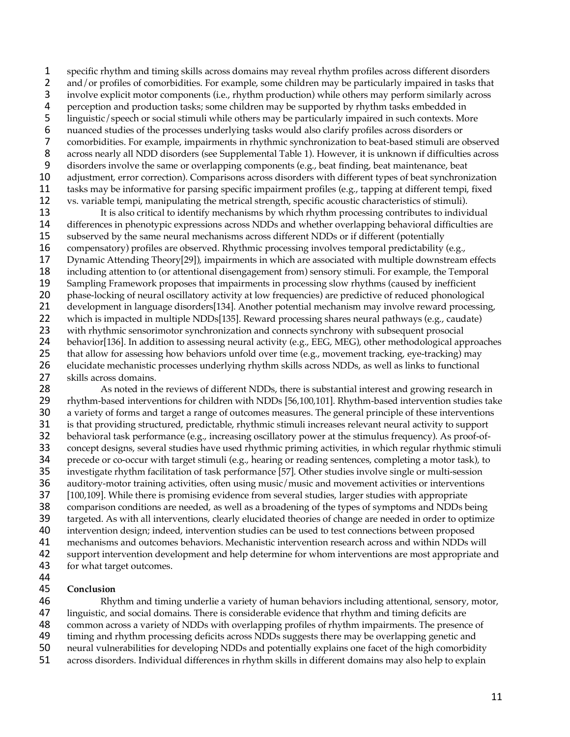specific rhythm and timing skills across domains may reveal rhythm profiles across different disorders and/or profiles of comorbidities. For example, some children may be particularly impaired in tasks that involve explicit motor components (i.e., rhythm production) while others may perform similarly across perception and production tasks; some children may be supported by rhythm tasks embedded in linguistic/speech or social stimuli while others may be particularly impaired in such contexts. More nuanced studies of the processes underlying tasks would also clarify profiles across disorders or comorbidities. For example, impairments in rhythmic synchronization to beat-based stimuli are observed across nearly all NDD disorders (see Supplemental Table 1). However, it is unknown if difficulties across disorders involve the same or overlapping components (e.g., beat finding, beat maintenance, beat adjustment, error correction). Comparisons across disorders with different types of beat synchronization tasks may be informative for parsing specific impairment profiles (e.g., tapping at different tempi, fixed vs. variable tempi, manipulating the metrical strength, specific acoustic characteristics of stimuli).

It is also critical to identify mechanisms by which rhythm processing contributes to individual differences in phenotypic expressions across NDDs and whether overlapping behavioral difficulties are subserved by the same neural mechanisms across different NDDs or if different (potentially compensatory) profiles are observed. Rhythmic processing involves temporal predictability (e.g., Dynamic Attending Theory[29]), impairments in which are associated with multiple downstream effects including attention to (or attentional disengagement from) sensory stimuli. For example, the Temporal Sampling Framework proposes that impairments in processing slow rhythms (caused by inefficient phase-locking of neural oscillatory activity at low frequencies) are predictive of reduced phonological development in language disorders[134]. Another potential mechanism may involve reward processing, which is impacted in multiple NDDs[135]. Reward processing shares neural pathways (e.g., caudate) with rhythmic sensorimotor synchronization and connects synchrony with subsequent prosocial behavior[136]. In addition to assessing neural activity (e.g., EEG, MEG), other methodological approaches that allow for assessing how behaviors unfold over time (e.g., movement tracking, eye-tracking) may elucidate mechanistic processes underlying rhythm skills across NDDs, as well as links to functional skills across domains.

As noted in the reviews of different NDDs, there is substantial interest and growing research in rhythm-based interventions for children with NDDs [56,100,101]. Rhythm-based intervention studies take a variety of forms and target a range of outcomes measures. The general principle of these interventions is that providing structured, predictable, rhythmic stimuli increases relevant neural activity to support behavioral task performance (e.g., increasing oscillatory power at the stimulus frequency). As proof-of-concept designs, several studies have used rhythmic priming activities, in which regular rhythmic stimuli precede or co-occur with target stimuli (e.g., hearing or reading sentences, completing a motor task), to investigate rhythm facilitation of task performance [57]. Other studies involve single or multi-session auditory-motor training activities, often using music/music and movement activities or interventions [100,109]. While there is promising evidence from several studies, larger studies with appropriate comparison conditions are needed, as well as a broadening of the types of symptoms and NDDs being targeted. As with all interventions, clearly elucidated theories of change are needed in order to optimize intervention design; indeed, intervention studies can be used to test connections between proposed mechanisms and outcomes behaviors. Mechanistic intervention research across and within NDDs will support intervention development and help determine for whom interventions are most appropriate and for what target outcomes.

## Conclusion

Rhythm and timing underlie a variety of human behaviors including attentional, sensory, motor, linguistic, and social domains. There is considerable evidence that rhythm and timing deficits are common across a variety of NDDs with overlapping profiles of rhythm impairments. The presence of timing and rhythm processing deficits across NDDs suggests there may be overlapping genetic and neural vulnerabilities for developing NDDs and potentially explains one facet of the high comorbidity across disorders. Individual differences in rhythm skills in different domains may also help to explain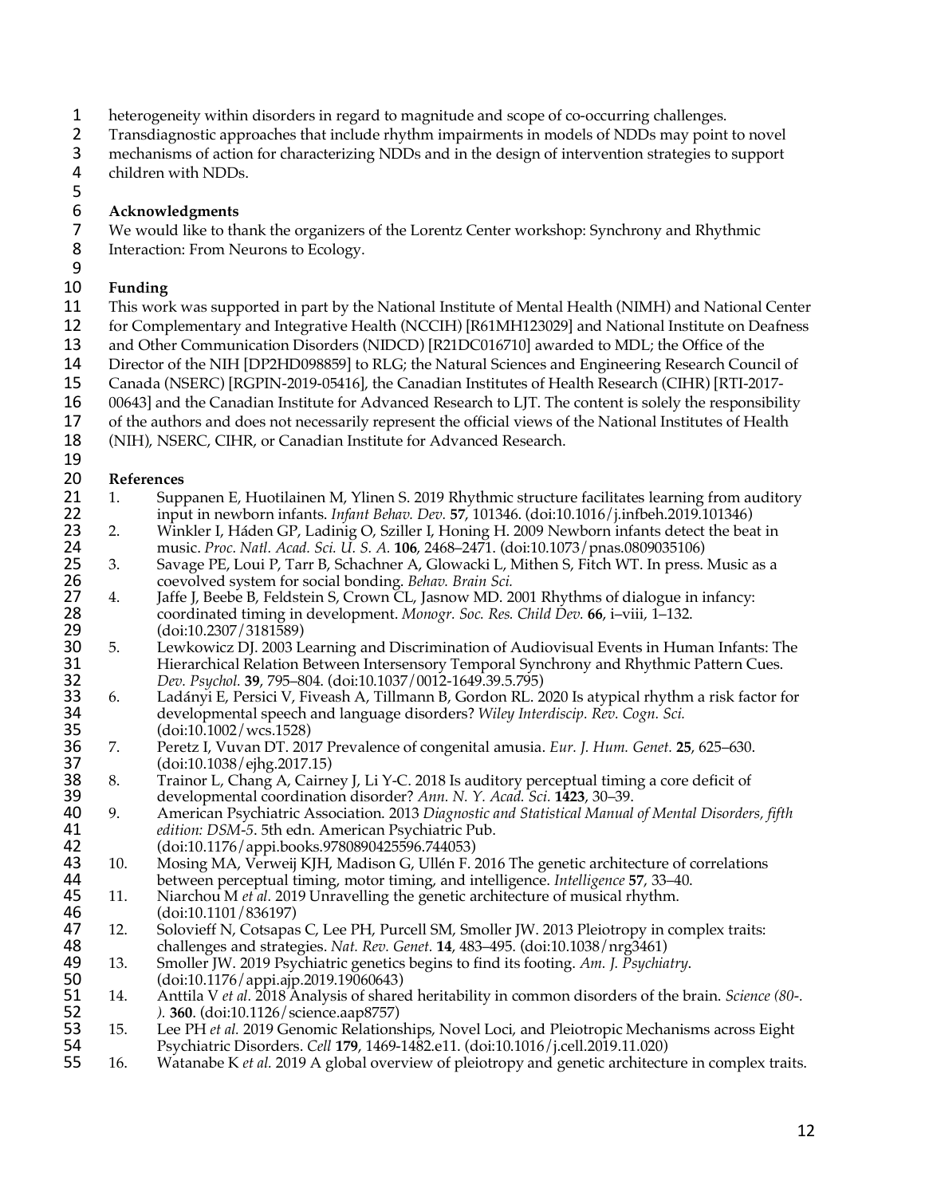heterogeneity within disorders in regard to magnitude and scope of co-occurring challenges. Transdiagnostic approaches that include rhythm impairments in models of NDDs may point to novel mechanisms of action for characterizing NDDs and in the design of intervention strategies to support children with NDDs.

## Acknowledgments

We would like to thank the organizers of the Lorentz Center workshop: Synchrony and Rhythmic Interaction: From Neurons to Ecology.

## Funding

This work was supported in part by the National Institute of Mental Health (NIMH) and National Center for Complementary and Integrative Health (NCCIH) [R61MH123029] and National Institute on Deafness and Other Communication Disorders (NIDCD) [R21DC016710] awarded to MDL; the Office of the Director of the NIH [DP2HD098859] to RLG; the Natural Sciences and Engineering Research Council of Canada (NSERC) [RGPIN-2019-05416], the Canadian Institutes of Health Research (CIHR) [RTI-2017-00643] and the Canadian Institute for Advanced Research to LJT. The content is solely the responsibility of the authors and does not necessarily represent the official views of the National Institutes of Health (NIH), NSERC, CIHR, or Canadian Institute for Advanced Research.

## References

1. Suppanen E, Huotilainen M, Ylinen S. 2019 Rhythmic structure facilitates learning from auditory input in newborn infants. *Infant Behav. Dev.* **57**, 101346. (doi:10.1016/j.infbeh.2019.101346)
2. Winkler I, Háden GP, Ladinig O, Sziller I, Honing H. 2009 Newborn infants detect the beat in music. *Proc. Natl. Acad. Sci. U. S. A.* **106**, 2468–2471. (doi:10.1073/pnas.0809035106)
3. Savage PE, Loui P, Tarr B, Schachner A, Glowacki L, Mithen S, Fitch WT. In press. Music as a coevolved system for social bonding. *Behav. Brain Sci.*
4. Jaffe J, Beebe B, Feldstein S, Crown CL, Jasnow MD. 2001 Rhythms of dialogue in infancy: coordinated timing in development. *Monogr. Soc. Res. Child Dev.* **66**, i–viii, 1–132. (doi:10.2307/3181589)
5. Lewkowicz DJ. 2003 Learning and Discrimination of Audiovisual Events in Human Infants: The Hierarchical Relation Between Intersensory Temporal Synchrony and Rhythmic Pattern Cues. *Dev. Psychol.* **39**, 795–804. (doi:10.1037/0012-1649.39.5.795)
6. Ladányi E, Persici V, Fiveash A, Tillmann B, Gordon RL. 2020 Is atypical rhythm a risk factor for developmental speech and language disorders? *Wiley Interdiscip. Rev. Cogn. Sci.* (doi:10.1002/wcs.1528)
7. Peretz I, Vuvan DT. 2017 Prevalence of congenital amusia. *Eur. J. Hum. Genet.* **25**, 625–630. (doi:10.1038/ejhg.2017.15)
8. Trainor L, Chang A, Cairney J, Li Y-C. 2018 Is auditory perceptual timing a core deficit of developmental coordination disorder? *Ann. N. Y. Acad. Sci.* **1423**, 30–39.
9. American Psychiatric Association. 2013 *Diagnostic and Statistical Manual of Mental Disorders, fifth edition: DSM-5*. 5th edn. American Psychiatric Pub. (doi:10.1176/appi.books.9780890425596.744053)
10. Mosing MA, Verweij KJH, Madison G, Ullén F. 2016 The genetic architecture of correlations between perceptual timing, motor timing, and intelligence. *Intelligence* **57**, 33–40.
11. Niarchou M *et al.* 2019 Unravelling the genetic architecture of musical rhythm. (doi:10.1101/836197)
12. Solovieff N, Cotsapas C, Lee PH, Purcell SM, Smoller JW. 2013 Pleiotropy in complex traits: challenges and strategies. *Nat. Rev. Genet.* **14**, 483–495. (doi:10.1038/nrg3461)
13. Smoller JW. 2019 Psychiatric genetics begins to find its footing. *Am. J. Psychiatry*. (doi:10.1176/appi.ajp.2019.19060643)
14. Anttila V *et al.* 2018 Analysis of shared heritability in common disorders of the brain. *Science (80-. ).* **360**. (doi:10.1126/science.aap8757)
15. Lee PH *et al.* 2019 Genomic Relationships, Novel Loci, and Pleiotropic Mechanisms across Eight Psychiatric Disorders. *Cell* **179**, 1469-1482.e11. (doi:10.1016/j.cell.2019.11.020)
16. Watanabe K *et al.* 2019 A global overview of pleiotropy and genetic architecture in complex traits.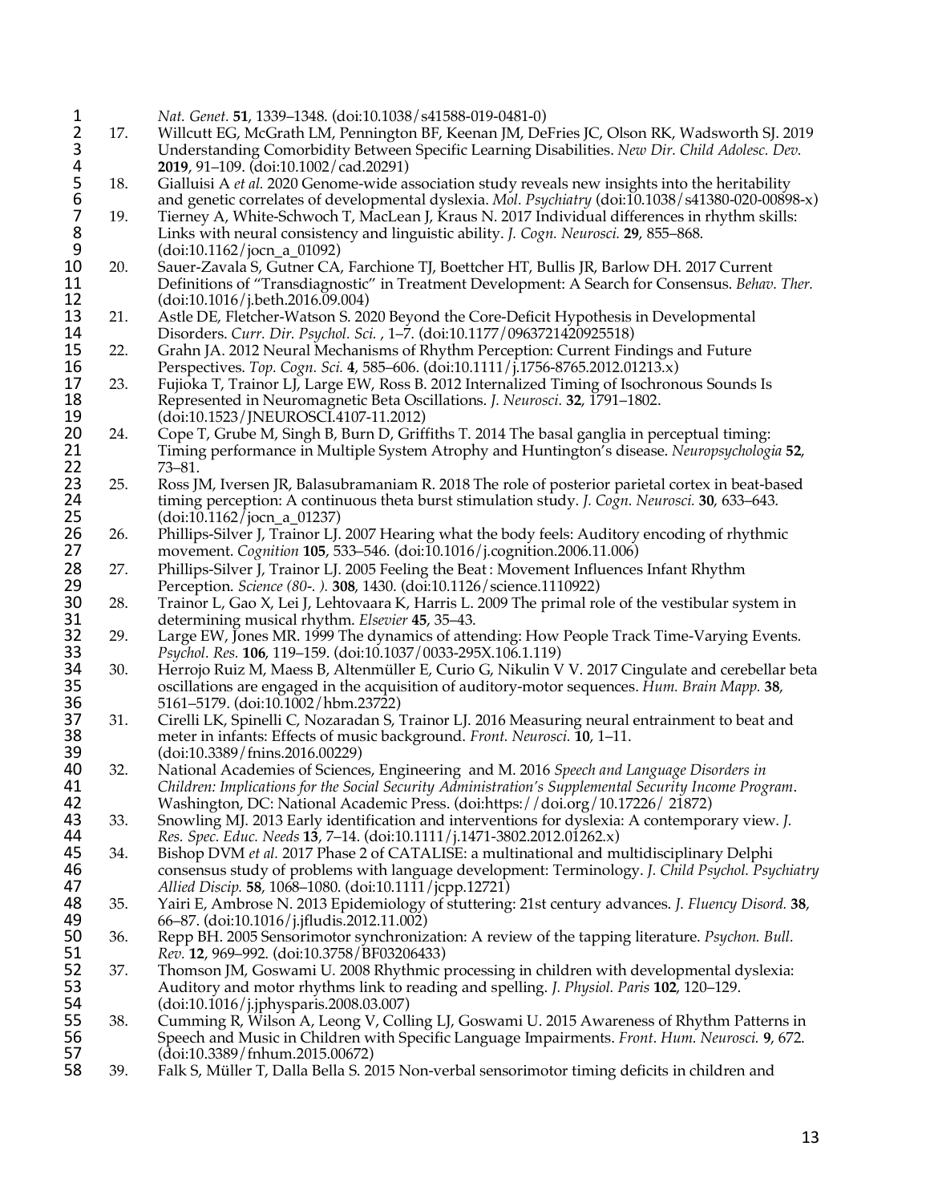*Nat. Genet.* **51**, 1339–1348. (doi:10.1038/s41588-019-0481-0)

17. Willcutt EG, McGrath LM, Pennington BF, Keenan JM, DeFries JC, Olson RK, Wadsworth SJ. 2019 Understanding Comorbidity Between Specific Learning Disabilities. *New Dir. Child Adolesc. Dev.* **2019**, 91–109. (doi:10.1002/cad.20291)
18. Gialluisi A *et al.* 2020 Genome-wide association study reveals new insights into the heritability and genetic correlates of developmental dyslexia. *Mol. Psychiatry* (doi:10.1038/s41380-020-00898-x)
19. Tierney A, White-Schwoch T, MacLean J, Kraus N. 2017 Individual differences in rhythm skills: Links with neural consistency and linguistic ability. *J. Cogn. Neurosci.* **29**, 855–868. (doi:10.1162/jocn_a_01092)
20. Sauer-Zavala S, Gutner CA, Farchione TJ, Boettcher HT, Bullis JR, Barlow DH. 2017 Current Definitions of "Transdiagnostic" in Treatment Development: A Search for Consensus. *Behav. Ther.* (doi:10.1016/j.beth.2016.09.004)
21. Astle DE, Fletcher-Watson S. 2020 Beyond the Core-Deficit Hypothesis in Developmental Disorders. *Curr. Dir. Psychol. Sci.* , 1–7. (doi:10.1177/0963721420925518)
22. Grahn JA. 2012 Neural Mechanisms of Rhythm Perception: Current Findings and Future Perspectives. *Top. Cogn. Sci.* **4**, 585–606. (doi:10.1111/j.1756-8765.2012.01213.x)
23. Fujioka T, Trainor LJ, Large EW, Ross B. 2012 Internalized Timing of Isochronous Sounds Is Represented in Neuromagnetic Beta Oscillations. *J. Neurosci.* **32**, 1791–1802. (doi:10.1523/JNEUROSCI.4107-11.2012)
24. Cope T, Grube M, Singh B, Burn D, Griffiths T. 2014 The basal ganglia in perceptual timing: Timing performance in Multiple System Atrophy and Huntington's disease. *Neuropsychologia* **52**, 73–81.
25. Ross JM, Iversen JR, Balasubramaniam R. 2018 The role of posterior parietal cortex in beat-based timing perception: A continuous theta burst stimulation study. *J. Cogn. Neurosci.* **30**, 633–643. (doi:10.1162/jocn_a_01237)
26. Phillips-Silver J, Trainor LJ. 2007 Hearing what the body feels: Auditory encoding of rhythmic movement. *Cognition* **105**, 533–546. (doi:10.1016/j.cognition.2006.11.006)
27. Phillips-Silver J, Trainor LJ. 2005 Feeling the Beat : Movement Influences Infant Rhythm Perception. *Science (80-. ).* **308**, 1430. (doi:10.1126/science.1110922)
28. Trainor L, Gao X, Lei J, Lehtovaara K, Harris L. 2009 The primal role of the vestibular system in determining musical rhythm. *Elsevier* **45**, 35–43.
29. Large EW, Jones MR. 1999 The dynamics of attending: How People Track Time-Varying Events. *Psychol. Res.* **106**, 119–159. (doi:10.1037/0033-295X.106.1.119)
30. Herrojo Ruiz M, Maess B, Altenmüller E, Curio G, Nikulin V V. 2017 Cingulate and cerebellar beta oscillations are engaged in the acquisition of auditory-motor sequences. *Hum. Brain Mapp.* **38**, 5161–5179. (doi:10.1002/hbm.23722)
31. Cirelli LK, Spinelli C, Nozaradan S, Trainor LJ. 2016 Measuring neural entrainment to beat and meter in infants: Effects of music background. *Front. Neurosci.* **10**, 1–11. (doi:10.3389/fnins.2016.00229)
32. National Academies of Sciences, Engineering and M. 2016 *Speech and Language Disorders in Children: Implications for the Social Security Administration's Supplemental Security Income Program*. Washington, DC: National Academic Press. (doi:https://doi.org/10.17226/ 21872)
33. Snowling MJ. 2013 Early identification and interventions for dyslexia: A contemporary view. *J. Res. Spec. Educ. Needs* **13**, 7–14. (doi:10.1111/j.1471-3802.2012.01262.x)
34. Bishop DVM *et al.* 2017 Phase 2 of CATALISE: a multinational and multidisciplinary Delphi consensus study of problems with language development: Terminology. *J. Child Psychol. Psychiatry Allied Discip.* **58**, 1068–1080. (doi:10.1111/jcpp.12721)
35. Yairi E, Ambrose N. 2013 Epidemiology of stuttering: 21st century advances. *J. Fluency Disord.* **38**, 66–87. (doi:10.1016/j.jfludis.2012.11.002)
36. Repp BH. 2005 Sensorimotor synchronization: A review of the tapping literature. *Psychon. Bull. Rev.* **12**, 969–992. (doi:10.3758/BF03206433)
37. Thomson JM, Goswami U. 2008 Rhythmic processing in children with developmental dyslexia: Auditory and motor rhythms link to reading and spelling. *J. Physiol. Paris* **102**, 120–129. (doi:10.1016/j.jphysparis.2008.03.007)
38. Cumming R, Wilson A, Leong V, Colling LJ, Goswami U. 2015 Awareness of Rhythm Patterns in Speech and Music in Children with Specific Language Impairments. *Front. Hum. Neurosci.* **9**, 672. (doi:10.3389/fnhum.2015.00672)
39. Falk S, Müller T, Dalla Bella S. 2015 Non-verbal sensorimotor timing deficits in children and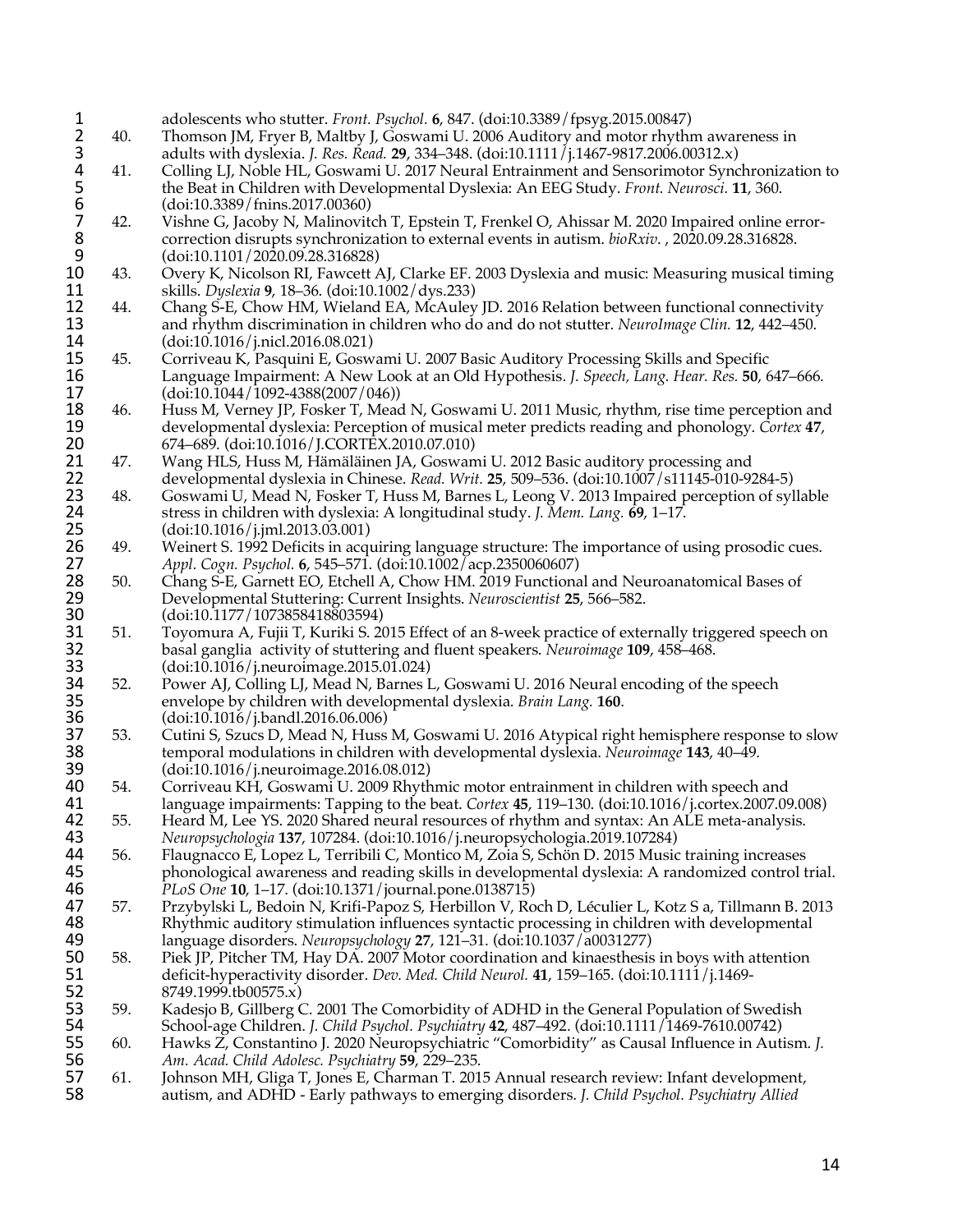adolescents who stutter. *Front. Psychol.* **6**, 847. (doi:10.3389/fpsyg.2015.00847)

40. Thomson JM, Fryer B, Maltby J, Goswami U. 2006 Auditory and motor rhythm awareness in adults with dyslexia. *J. Res. Read.* **29**, 334–348. (doi:10.1111/j.1467-9817.2006.00312.x)
41. Colling LJ, Noble HL, Goswami U. 2017 Neural Entrainment and Sensorimotor Synchronization to the Beat in Children with Developmental Dyslexia: An EEG Study. *Front. Neurosci.* **11**, 360. (doi:10.3389/fnins.2017.00360)
42. Vishne G, Jacoby N, Malinovitch T, Epstein T, Frenkel O, Ahissar M. 2020 Impaired online error-correction disrupts synchronization to external events in autism. *bioRxiv.* , 2020.09.28.316828. (doi:10.1101/2020.09.28.316828)
43. Overy K, Nicolson RI, Fawcett AJ, Clarke EF. 2003 Dyslexia and music: Measuring musical timing skills. *Dyslexia* **9**, 18–36. (doi:10.1002/dys.233)
44. Chang S-E, Chow HM, Wieland EA, McAuley JD. 2016 Relation between functional connectivity and rhythm discrimination in children who do and do not stutter. *NeuroImage Clin.* **12**, 442–450. (doi:10.1016/j.nicl.2016.08.021)
45. Corriveau K, Pasquini E, Goswami U. 2007 Basic Auditory Processing Skills and Specific Language Impairment: A New Look at an Old Hypothesis. *J. Speech, Lang. Hear. Res.* **50**, 647–666. (doi:10.1044/1092-4388(2007/046))
46. Huss M, Verney JP, Fosker T, Mead N, Goswami U. 2011 Music, rhythm, rise time perception and developmental dyslexia: Perception of musical meter predicts reading and phonology. *Cortex* **47**, 674–689. (doi:10.1016/J.CORTEX.2010.07.010)
47. Wang HLS, Huss M, Hämäläinen JA, Goswami U. 2012 Basic auditory processing and developmental dyslexia in Chinese. *Read. Writ.* **25**, 509–536. (doi:10.1007/s11145-010-9284-5)
48. Goswami U, Mead N, Fosker T, Huss M, Barnes L, Leong V. 2013 Impaired perception of syllable stress in children with dyslexia: A longitudinal study. *J. Mem. Lang.* **69**, 1–17. (doi:10.1016/j.jml.2013.03.001)
49. Weinert S. 1992 Deficits in acquiring language structure: The importance of using prosodic cues. *Appl. Cogn. Psychol.* **6**, 545–571. (doi:10.1002/acp.2350060607)
50. Chang S-E, Garnett EO, Etchell A, Chow HM. 2019 Functional and Neuroanatomical Bases of Developmental Stuttering: Current Insights. *Neuroscientist* **25**, 566–582. (doi:10.1177/1073858418803594)
51. Toyomura A, Fujii T, Kuriki S. 2015 Effect of an 8-week practice of externally triggered speech on basal ganglia activity of stuttering and fluent speakers. *Neuroimage* **109**, 458–468. (doi:10.1016/j.neuroimage.2015.01.024)
52. Power AJ, Colling LJ, Mead N, Barnes L, Goswami U. 2016 Neural encoding of the speech envelope by children with developmental dyslexia. *Brain Lang.* **160**. (doi:10.1016/j.bandl.2016.06.006)
53. Cutini S, Szucs D, Mead N, Huss M, Goswami U. 2016 Atypical right hemisphere response to slow temporal modulations in children with developmental dyslexia. *Neuroimage* **143**, 40–49. (doi:10.1016/j.neuroimage.2016.08.012)
54. Corriveau KH, Goswami U. 2009 Rhythmic motor entrainment in children with speech and language impairments: Tapping to the beat. *Cortex* **45**, 119–130. (doi:10.1016/j.cortex.2007.09.008)
55. Heard M, Lee YS. 2020 Shared neural resources of rhythm and syntax: An ALE meta-analysis. *Neuropsychologia* **137**, 107284. (doi:10.1016/j.neuropsychologia.2019.107284)
56. Flaugnacco E, Lopez L, Terribili C, Montico M, Zoia S, Schön D. 2015 Music training increases phonological awareness and reading skills in developmental dyslexia: A randomized control trial. *PLoS One* **10**, 1–17. (doi:10.1371/journal.pone.0138715)
57. Przybylski L, Bedoin N, Krifi-Papoz S, Herbillon V, Roch D, Léculier L, Kotz S a, Tillmann B. 2013 Rhythmic auditory stimulation influences syntactic processing in children with developmental language disorders. *Neuropsychology* **27**, 121–31. (doi:10.1037/a0031277)
58. Piek JP, Pitcher TM, Hay DA. 2007 Motor coordination and kinaesthesis in boys with attention deficit-hyperactivity disorder. *Dev. Med. Child Neurol.* **41**, 159–165. (doi:10.1111/j.1469-8749.1999.tb00575.x)
59. Kadesjo B, Gillberg C. 2001 The Comorbidity of ADHD in the General Population of Swedish School-age Children. *J. Child Psychol. Psychiatry* **42**, 487–492. (doi:10.1111/1469-7610.00742)
60. Hawks Z, Constantino J. 2020 Neuropsychiatric "Comorbidity" as Causal Influence in Autism. *J. Am. Acad. Child Adolesc. Psychiatry* **59**, 229–235.
61. Johnson MH, Gliga T, Jones E, Charman T. 2015 Annual research review: Infant development, autism, and ADHD - Early pathways to emerging disorders. *J. Child Psychol. Psychiatry Allied*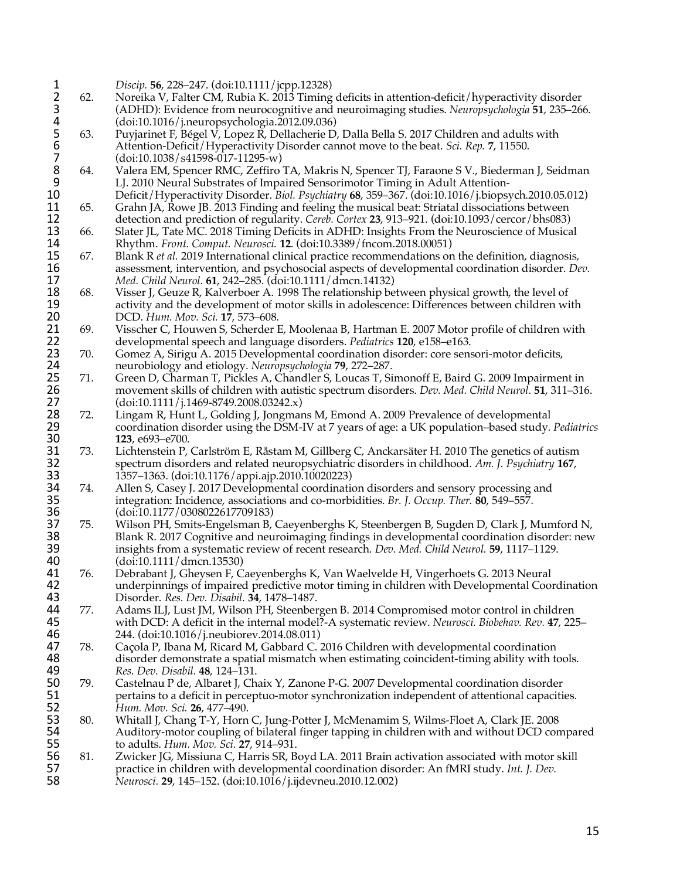*Discip.* **56**, 228–247. (doi:10.1111/jcpp.12328)

62. Noreika V, Falter CM, Rubia K. 2013 Timing deficits in attention-deficit/hyperactivity disorder (ADHD): Evidence from neurocognitive and neuroimaging studies. *Neuropsychologia* **51**, 235–266. (doi:10.1016/j.neuropsychologia.2012.09.036)
63. Puyjarinet F, Bégel V, Lopez R, Dellacherie D, Dalla Bella S. 2017 Children and adults with Attention-Deficit/Hyperactivity Disorder cannot move to the beat. *Sci. Rep.* **7**, 11550. (doi:10.1038/s41598-017-11295-w)
64. Valera EM, Spencer RMC, Zeffiro TA, Makris N, Spencer TJ, Faraone S V., Biederman J, Seidman LJ. 2010 Neural Substrates of Impaired Sensorimotor Timing in Adult Attention-Deficit/Hyperactivity Disorder. *Biol. Psychiatry* **68**, 359–367. (doi:10.1016/j.biopsych.2010.05.012)
65. Grahn JA, Rowe JB. 2013 Finding and feeling the musical beat: Striatal dissociations between detection and prediction of regularity. *Cereb. Cortex* **23**, 913–921. (doi:10.1093/cercor/bhs083)
66. Slater JL, Tate MC. 2018 Timing Deficits in ADHD: Insights From the Neuroscience of Musical Rhythm. *Front. Comput. Neurosci.* **12**. (doi:10.3389/fncom.2018.00051)
67. Blank R *et al.* 2019 International clinical practice recommendations on the definition, diagnosis, assessment, intervention, and psychosocial aspects of developmental coordination disorder. *Dev. Med. Child Neurol.* **61**, 242–285. (doi:10.1111/dmcn.14132)
68. Visser J, Geuze R, Kalverboer A. 1998 The relationship between physical growth, the level of activity and the development of motor skills in adolescence: Differences between children with DCD. *Hum. Mov. Sci.* **17**, 573–608.
69. Visscher C, Houwen S, Scherder E, Moolenaa B, Hartman E. 2007 Motor profile of children with developmental speech and language disorders. *Pediatrics* **120**, e158–e163.
70. Gomez A, Sirigu A. 2015 Developmental coordination disorder: core sensori-motor deficits, neurobiology and etiology. *Neuropsychologia* **79**, 272–287.
71. Green D, Charman T, Pickles A, Chandler S, Loucas T, Simonoff E, Baird G. 2009 Impairment in movement skills of children with autistic spectrum disorders. *Dev. Med. Child Neurol.* **51**, 311–316. (doi:10.1111/j.1469-8749.2008.03242.x)
72. Lingam R, Hunt L, Golding J, Jongmans M, Emond A. 2009 Prevalence of developmental coordination disorder using the DSM-IV at 7 years of age: a UK population–based study. *Pediatrics* **123**, e693–e700.
73. Lichtenstein P, Carlström E, Råstam M, Gillberg C, Anckarsäter H. 2010 The genetics of autism spectrum disorders and related neuropsychiatric disorders in childhood. *Am. J. Psychiatry* **167**, 1357–1363. (doi:10.1176/appi.ajp.2010.10020223)
74. Allen S, Casey J. 2017 Developmental coordination disorders and sensory processing and integration: Incidence, associations and co-morbidities. *Br. J. Occup. Ther.* **80**, 549–557. (doi:10.1177/0308022617709183)
75. Wilson PH, Smits-Engelsman B, Caeyenberghs K, Steenbergen B, Sugden D, Clark J, Mumford N, Blank R. 2017 Cognitive and neuroimaging findings in developmental coordination disorder: new insights from a systematic review of recent research. *Dev. Med. Child Neurol.* **59**, 1117–1129. (doi:10.1111/dmcn.13530)
76. Debrabant J, Gheysen F, Caeyenberghs K, Van Waelvelde H, Vingerhoets G. 2013 Neural underpinnings of impaired predictive motor timing in children with Developmental Coordination Disorder. *Res. Dev. Disabil.* **34**, 1478–1487.
77. Adams ILJ, Lust JM, Wilson PH, Steenbergen B. 2014 Compromised motor control in children with DCD: A deficit in the internal model?-A systematic review. *Neurosci. Biobehav. Rev.* **47**, 225–244. (doi:10.1016/j.neubiorev.2014.08.011)
78. Caçola P, Ibana M, Ricard M, Gabbard C. 2016 Children with developmental coordination disorder demonstrate a spatial mismatch when estimating coincident-timing ability with tools. *Res. Dev. Disabil.* **48**, 124–131.
79. Castelnau P de, Albaret J, Chaix Y, Zanone P-G. 2007 Developmental coordination disorder pertains to a deficit in perceptuo-motor synchronization independent of attentional capacities. *Hum. Mov. Sci.* **26**, 477–490.
80. Whitall J, Chang T-Y, Horn C, Jung-Potter J, McMenamim S, Wilms-Floet A, Clark JE. 2008 Auditory-motor coupling of bilateral finger tapping in children with and without DCD compared to adults. *Hum. Mov. Sci.* **27**, 914–931.
81. Zwicker JG, Missiuna C, Harris SR, Boyd LA. 2011 Brain activation associated with motor skill practice in children with developmental coordination disorder: An fMRI study. *Int. J. Dev. Neurosci.* **29**, 145–152. (doi:10.1016/j.ijdevneu.2010.12.002)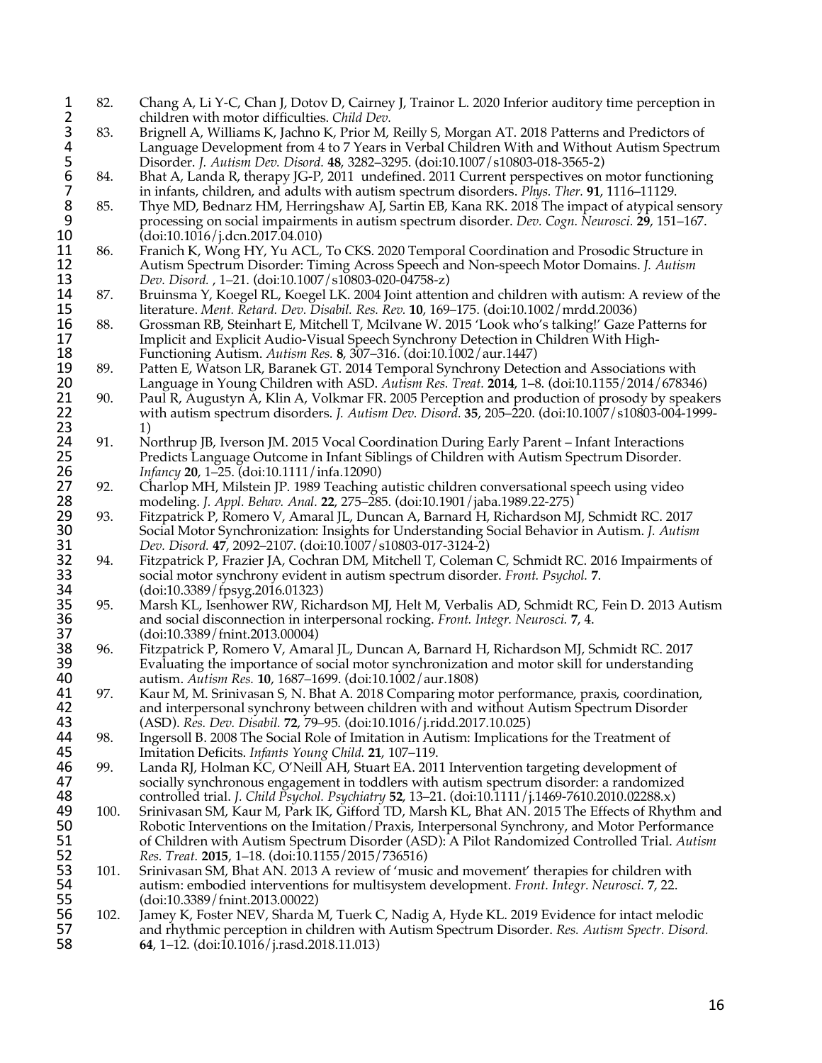82. Chang A, Li Y-C, Chan J, Dotov D, Cairney J, Trainor L. 2020 Inferior auditory time perception in children with motor difficulties. *Child Dev.*
83. Brignell A, Williams K, Jachno K, Prior M, Reilly S, Morgan AT. 2018 Patterns and Predictors of Language Development from 4 to 7 Years in Verbal Children With and Without Autism Spectrum Disorder. *J. Autism Dev. Disord.* **48**, 3282–3295. (doi:10.1007/s10803-018-3565-2)
84. Bhat A, Landa R, therapy JG-P, 2011 undefined. 2011 Current perspectives on motor functioning in infants, children, and adults with autism spectrum disorders. *Phys. Ther.* **91**, 1116–11129.
85. Thye MD, Bednarz HM, Herringshaw AJ, Sartin EB, Kana RK. 2018 The impact of atypical sensory processing on social impairments in autism spectrum disorder. *Dev. Cogn. Neurosci.* **29**, 151–167. (doi:10.1016/j.dcn.2017.04.010)
86. Franich K, Wong HY, Yu ACL, To CKS. 2020 Temporal Coordination and Prosodic Structure in Autism Spectrum Disorder: Timing Across Speech and Non-speech Motor Domains. *J. Autism Dev. Disord.* , 1–21. (doi:10.1007/s10803-020-04758-z)
87. Bruinsma Y, Koegel RL, Koegel LK. 2004 Joint attention and children with autism: A review of the literature. *Ment. Retard. Dev. Disabil. Res. Rev.* **10**, 169–175. (doi:10.1002/mrdd.20036)
88. Grossman RB, Steinhart E, Mitchell T, Mcilvane W. 2015 'Look who's talking!' Gaze Patterns for Implicit and Explicit Audio-Visual Speech Synchrony Detection in Children With High-Functioning Autism. *Autism Res.* **8**, 307–316. (doi:10.1002/aur.1447)
89. Patten E, Watson LR, Baranek GT. 2014 Temporal Synchrony Detection and Associations with Language in Young Children with ASD. *Autism Res. Treat.* **2014**, 1–8. (doi:10.1155/2014/678346)
90. Paul R, Augustyn A, Klin A, Volkmar FR. 2005 Perception and production of prosody by speakers with autism spectrum disorders. *J. Autism Dev. Disord.* **35**, 205–220. (doi:10.1007/s10803-004-1999-1)
91. Northrup JB, Iverson JM. 2015 Vocal Coordination During Early Parent – Infant Interactions Predicts Language Outcome in Infant Siblings of Children with Autism Spectrum Disorder. *Infancy* **20**, 1–25. (doi:10.1111/infa.12090)
92. Charlop MH, Milstein JP. 1989 Teaching autistic children conversational speech using video modeling. *J. Appl. Behav. Anal.* **22**, 275–285. (doi:10.1901/jaba.1989.22-275)
93. Fitzpatrick P, Romero V, Amaral JL, Duncan A, Barnard H, Richardson MJ, Schmidt RC. 2017 Social Motor Synchronization: Insights for Understanding Social Behavior in Autism. *J. Autism Dev. Disord.* **47**, 2092–2107. (doi:10.1007/s10803-017-3124-2)
94. Fitzpatrick P, Frazier JA, Cochran DM, Mitchell T, Coleman C, Schmidt RC. 2016 Impairments of social motor synchrony evident in autism spectrum disorder. *Front. Psychol.* **7**. (doi:10.3389/fpsyg.2016.01323)
95. Marsh KL, Isenhower RW, Richardson MJ, Helt M, Verbalis AD, Schmidt RC, Fein D. 2013 Autism and social disconnection in interpersonal rocking. *Front. Integr. Neurosci.* **7**, 4. (doi:10.3389/fnint.2013.00004)
96. Fitzpatrick P, Romero V, Amaral JL, Duncan A, Barnard H, Richardson MJ, Schmidt RC. 2017 Evaluating the importance of social motor synchronization and motor skill for understanding autism. *Autism Res.* **10**, 1687–1699. (doi:10.1002/aur.1808)
97. Kaur M, M. Srinivasan S, N. Bhat A. 2018 Comparing motor performance, praxis, coordination, and interpersonal synchrony between children with and without Autism Spectrum Disorder (ASD). *Res. Dev. Disabil.* **72**, 79–95. (doi:10.1016/j.ridd.2017.10.025)
98. Ingersoll B. 2008 The Social Role of Imitation in Autism: Implications for the Treatment of Imitation Deficits. *Infants Young Child.* **21**, 107–119.
99. Landa RJ, Holman KC, O'Neill AH, Stuart EA. 2011 Intervention targeting development of socially synchronous engagement in toddlers with autism spectrum disorder: a randomized controlled trial. *J. Child Psychol. Psychiatry* **52**, 13–21. (doi:10.1111/j.1469-7610.2010.02288.x)
100. Srinivasan SM, Kaur M, Park IK, Gifford TD, Marsh KL, Bhat AN. 2015 The Effects of Rhythm and Robotic Interventions on the Imitation/Praxis, Interpersonal Synchrony, and Motor Performance of Children with Autism Spectrum Disorder (ASD): A Pilot Randomized Controlled Trial. *Autism Res. Treat.* **2015**, 1–18. (doi:10.1155/2015/736516)
101. Srinivasan SM, Bhat AN. 2013 A review of 'music and movement' therapies for children with autism: embodied interventions for multisystem development. *Front. Integr. Neurosci.* **7**, 22. (doi:10.3389/fnint.2013.00022)
102. Jamey K, Foster NEV, Sharda M, Tuerk C, Nadig A, Hyde KL. 2019 Evidence for intact melodic and rhythmic perception in children with Autism Spectrum Disorder. *Res. Autism Spectr. Disord.* **64**, 1–12. (doi:10.1016/j.rasd.2018.11.013)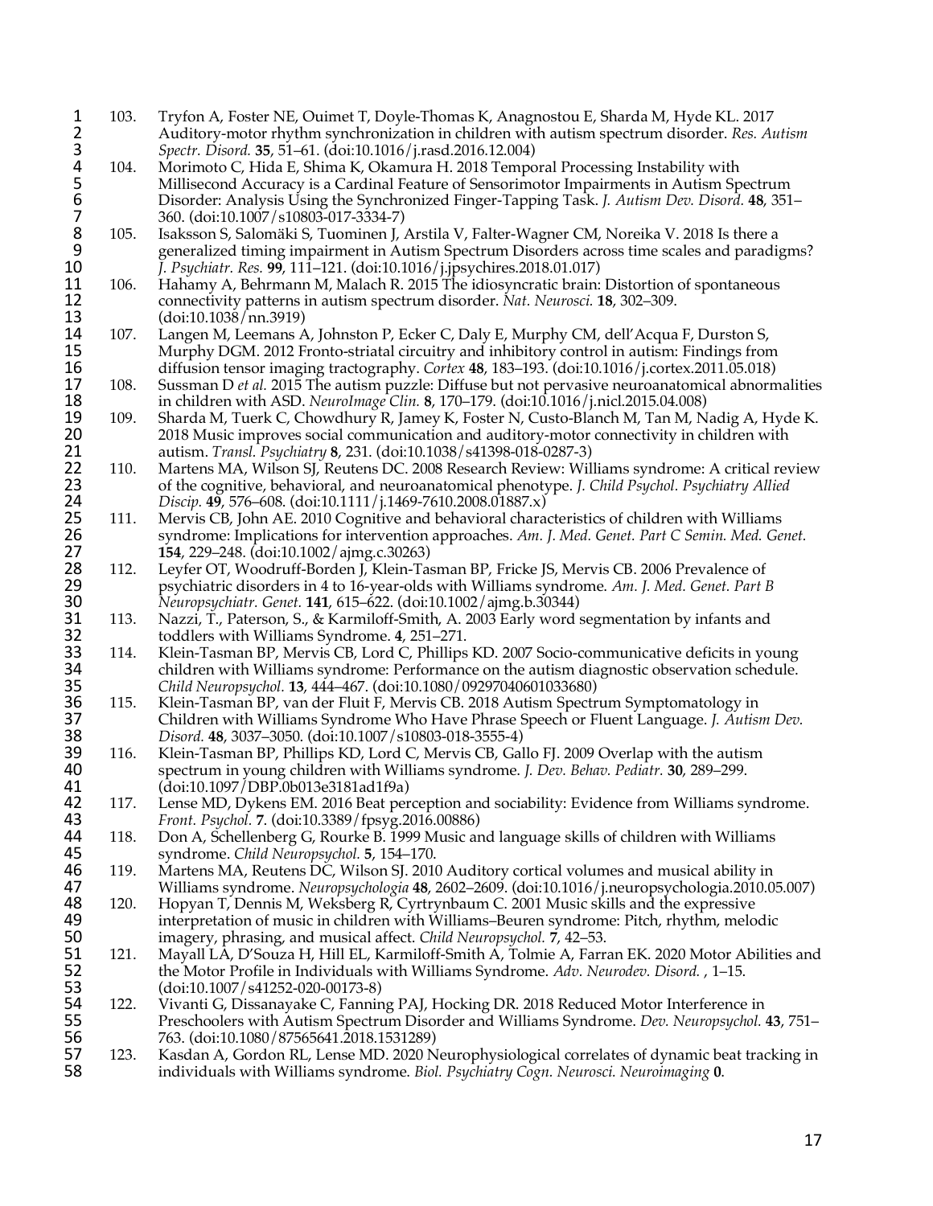103. Tryfon A, Foster NE, Ouimet T, Doyle-Thomas K, Anagnostou E, Sharda M, Hyde KL. 2017 Auditory-motor rhythm synchronization in children with autism spectrum disorder. *Res. Autism Spectr. Disord.* **35**, 51–61. (doi:10.1016/j.rasd.2016.12.004)
104. Morimoto C, Hida E, Shima K, Okamura H. 2018 Temporal Processing Instability with Millisecond Accuracy is a Cardinal Feature of Sensorimotor Impairments in Autism Spectrum Disorder: Analysis Using the Synchronized Finger-Tapping Task. *J. Autism Dev. Disord.* **48**, 351–360. (doi:10.1007/s10803-017-3334-7)
105. Isaksson S, Salomäki S, Tuominen J, Arstila V, Falter-Wagner CM, Noreika V. 2018 Is there a generalized timing impairment in Autism Spectrum Disorders across time scales and paradigms? *J. Psychiatr. Res.* **99**, 111–121. (doi:10.1016/j.jpsychires.2018.01.017)
106. Hahamy A, Behrmann M, Malach R. 2015 The idiosyncratic brain: Distortion of spontaneous connectivity patterns in autism spectrum disorder. *Nat. Neurosci.* **18**, 302–309. (doi:10.1038/nn.3919)
107. Langen M, Leemans A, Johnston P, Ecker C, Daly E, Murphy CM, dell'Acqua F, Durston S, Murphy DGM. 2012 Fronto-striatal circuitry and inhibitory control in autism: Findings from diffusion tensor imaging tractography. *Cortex* **48**, 183–193. (doi:10.1016/j.cortex.2011.05.018)
108. Sussman D *et al.* 2015 The autism puzzle: Diffuse but not pervasive neuroanatomical abnormalities in children with ASD. *NeuroImage Clin.* **8**, 170–179. (doi:10.1016/j.nicl.2015.04.008)
109. Sharda M, Tuerk C, Chowdhury R, Jamey K, Foster N, Custo-Blanch M, Tan M, Nadig A, Hyde K. 2018 Music improves social communication and auditory-motor connectivity in children with autism. *Transl. Psychiatry* **8**, 231. (doi:10.1038/s41398-018-0287-3)
110. Martens MA, Wilson SJ, Reutens DC. 2008 Research Review: Williams syndrome: A critical review of the cognitive, behavioral, and neuroanatomical phenotype. *J. Child Psychol. Psychiatry Allied Discip.* **49**, 576–608. (doi:10.1111/j.1469-7610.2008.01887.x)
111. Mervis CB, John AE. 2010 Cognitive and behavioral characteristics of children with Williams syndrome: Implications for intervention approaches. *Am. J. Med. Genet. Part C Semin. Med. Genet.* **154**, 229–248. (doi:10.1002/ajmg.c.30263)
112. Leyfer OT, Woodruff-Borden J, Klein-Tasman BP, Fricke JS, Mervis CB. 2006 Prevalence of psychiatric disorders in 4 to 16-year-olds with Williams syndrome. *Am. J. Med. Genet. Part B Neuropsychiatr. Genet.* **141**, 615–622. (doi:10.1002/ajmg.b.30344)
113. Nazzi, T., Paterson, S., & Karmiloff-Smith, A. 2003 Early word segmentation by infants and toddlers with Williams Syndrome. **4**, 251–271.
114. Klein-Tasman BP, Mervis CB, Lord C, Phillips KD. 2007 Socio-communicative deficits in young children with Williams syndrome: Performance on the autism diagnostic observation schedule. *Child Neuropsychol.* **13**, 444–467. (doi:10.1080/09297040601033680)
115. Klein-Tasman BP, van der Fluit F, Mervis CB. 2018 Autism Spectrum Symptomatology in Children with Williams Syndrome Who Have Phrase Speech or Fluent Language. *J. Autism Dev. Disord.* **48**, 3037–3050. (doi:10.1007/s10803-018-3555-4)
116. Klein-Tasman BP, Phillips KD, Lord C, Mervis CB, Gallo FJ. 2009 Overlap with the autism spectrum in young children with Williams syndrome. *J. Dev. Behav. Pediatr.* **30**, 289–299. (doi:10.1097/DBP.0b013e3181ad1f9a)
117. Lense MD, Dykens EM. 2016 Beat perception and sociability: Evidence from Williams syndrome. *Front. Psychol.* **7**. (doi:10.3389/fpsyg.2016.00886)
118. Don A, Schellenberg G, Rourke B. 1999 Music and language skills of children with Williams syndrome. *Child Neuropsychol.* **5**, 154–170.
119. Martens MA, Reutens DC, Wilson SJ. 2010 Auditory cortical volumes and musical ability in Williams syndrome. *Neuropsychologia* **48**, 2602–2609. (doi:10.1016/j.neuropsychologia.2010.05.007)
120. Hopyan T, Dennis M, Weksberg R, Cyrtrynbaum C. 2001 Music skills and the expressive interpretation of music in children with Williams–Beuren syndrome: Pitch, rhythm, melodic imagery, phrasing, and musical affect. *Child Neuropsychol.* **7**, 42–53.
121. Mayall LA, D'Souza H, Hill EL, Karmiloff-Smith A, Tolmie A, Farran EK. 2020 Motor Abilities and the Motor Profile in Individuals with Williams Syndrome. *Adv. Neurodev. Disord.* , 1–15. (doi:10.1007/s41252-020-00173-8)
122. Vivanti G, Dissanayake C, Fanning PAJ, Hocking DR. 2018 Reduced Motor Interference in Preschoolers with Autism Spectrum Disorder and Williams Syndrome. *Dev. Neuropsychol.* **43**, 751–763. (doi:10.1080/87565641.2018.1531289)
123. Kasdan A, Gordon RL, Lense MD. 2020 Neurophysiological correlates of dynamic beat tracking in individuals with Williams syndrome. *Biol. Psychiatry Cogn. Neurosci. Neuroimaging* **0**.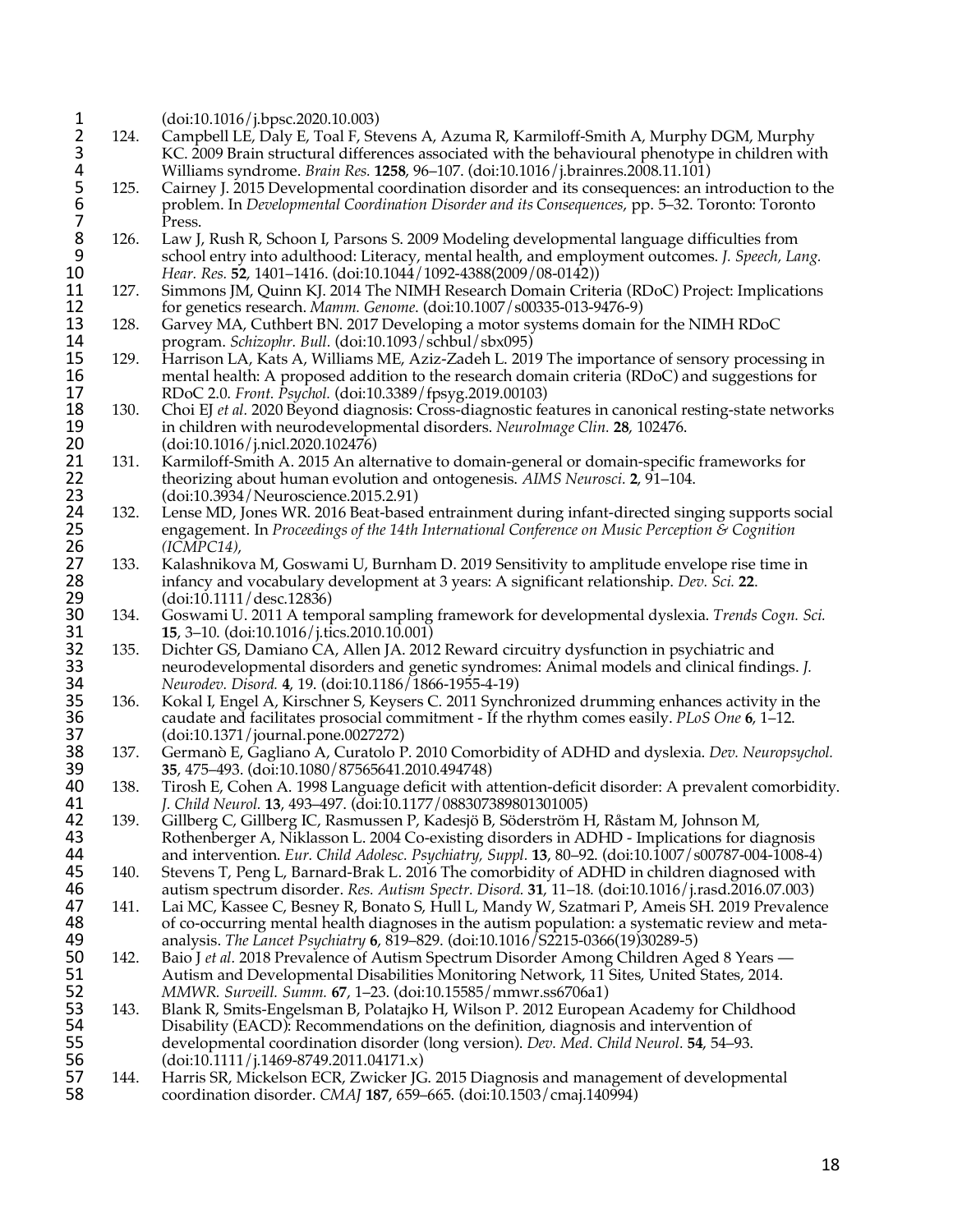(doi:10.1016/j.bpsc.2020.10.003)

124. Campbell LE, Daly E, Toal F, Stevens A, Azuma R, Karmiloff-Smith A, Murphy DGM, Murphy KC. 2009 Brain structural differences associated with the behavioural phenotype in children with Williams syndrome. *Brain Res.* **1258**, 96–107. (doi:10.1016/j.brainres.2008.11.101)
125. Cairney J. 2015 Developmental coordination disorder and its consequences: an introduction to the problem. In *Developmental Coordination Disorder and its Consequences*, pp. 5–32. Toronto: Toronto Press.
126. Law J, Rush R, Schoon I, Parsons S. 2009 Modeling developmental language difficulties from school entry into adulthood: Literacy, mental health, and employment outcomes. *J. Speech, Lang. Hear. Res.* **52**, 1401–1416. (doi:10.1044/1092-4388(2009/08-0142))
127. Simmons JM, Quinn KJ. 2014 The NIMH Research Domain Criteria (RDoC) Project: Implications for genetics research. *Mamm. Genome.* (doi:10.1007/s00335-013-9476-9)
128. Garvey MA, Cuthbert BN. 2017 Developing a motor systems domain for the NIMH RDoC program. *Schizophr. Bull.* (doi:10.1093/schbul/sbx095)
129. Harrison LA, Kats A, Williams ME, Aziz-Zadeh L. 2019 The importance of sensory processing in mental health: A proposed addition to the research domain criteria (RDoC) and suggestions for RDoC 2.0. *Front. Psychol.* (doi:10.3389/fpsyg.2019.00103)
130. Choi EJ *et al.* 2020 Beyond diagnosis: Cross-diagnostic features in canonical resting-state networks in children with neurodevelopmental disorders. *NeuroImage Clin.* **28**, 102476. (doi:10.1016/j.nicl.2020.102476)
131. Karmiloff-Smith A. 2015 An alternative to domain-general or domain-specific frameworks for theorizing about human evolution and ontogenesis. *AIMS Neurosci.* **2**, 91–104. (doi:10.3934/Neuroscience.2015.2.91)
132. Lense MD, Jones WR. 2016 Beat-based entrainment during infant-directed singing supports social engagement. In *Proceedings of the 14th International Conference on Music Perception & Cognition (ICMPC14)*,
133. Kalashnikova M, Goswami U, Burnham D. 2019 Sensitivity to amplitude envelope rise time in infancy and vocabulary development at 3 years: A significant relationship. *Dev. Sci.* **22**. (doi:10.1111/desc.12836)
134. Goswami U. 2011 A temporal sampling framework for developmental dyslexia. *Trends Cogn. Sci.* **15**, 3–10. (doi:10.1016/j.tics.2010.10.001)
135. Dichter GS, Damiano CA, Allen JA. 2012 Reward circuitry dysfunction in psychiatric and neurodevelopmental disorders and genetic syndromes: Animal models and clinical findings. *J. Neurodev. Disord.* **4**, 19. (doi:10.1186/1866-1955-4-19)
136. Kokal I, Engel A, Kirschner S, Keysers C. 2011 Synchronized drumming enhances activity in the caudate and facilitates prosocial commitment - If the rhythm comes easily. *PLoS One* **6**, 1–12. (doi:10.1371/journal.pone.0027272)
137. Germanò E, Gagliano A, Curatolo P. 2010 Comorbidity of ADHD and dyslexia. *Dev. Neuropsychol.* **35**, 475–493. (doi:10.1080/87565641.2010.494748)
138. Tirosh E, Cohen A. 1998 Language deficit with attention-deficit disorder: A prevalent comorbidity. *J. Child Neurol.* **13**, 493–497. (doi:10.1177/088307389801301005)
139. Gillberg C, Gillberg IC, Rasmussen P, Kadesjö B, Söderström H, Råstam M, Johnson M, Rothenberger A, Niklasson L. 2004 Co-existing disorders in ADHD - Implications for diagnosis and intervention. *Eur. Child Adolesc. Psychiatry, Suppl.* **13**, 80–92. (doi:10.1007/s00787-004-1008-4)
140. Stevens T, Peng L, Barnard-Brak L. 2016 The comorbidity of ADHD in children diagnosed with autism spectrum disorder. *Res. Autism Spectr. Disord.* **31**, 11–18. (doi:10.1016/j.rasd.2016.07.003)
141. Lai MC, Kassee C, Besney R, Bonato S, Hull L, Mandy W, Szatmari P, Ameis SH. 2019 Prevalence of co-occurring mental health diagnoses in the autism population: a systematic review and meta-analysis. *The Lancet Psychiatry* **6**, 819–829. (doi:10.1016/S2215-0366(19)30289-5)
142. Baio J *et al.* 2018 Prevalence of Autism Spectrum Disorder Among Children Aged 8 Years — Autism and Developmental Disabilities Monitoring Network, 11 Sites, United States, 2014. *MMWR. Surveill. Summ.* **67**, 1–23. (doi:10.15585/mmwr.ss6706a1)
143. Blank R, Smits-Engelsman B, Polatajko H, Wilson P. 2012 European Academy for Childhood Disability (EACD): Recommendations on the definition, diagnosis and intervention of developmental coordination disorder (long version). *Dev. Med. Child Neurol.* **54**, 54–93. (doi:10.1111/j.1469-8749.2011.04171.x)
144. Harris SR, Mickelson ECR, Zwicker JG. 2015 Diagnosis and management of developmental coordination disorder. *CMAJ* **187**, 659–665. (doi:10.1503/cmaj.140994)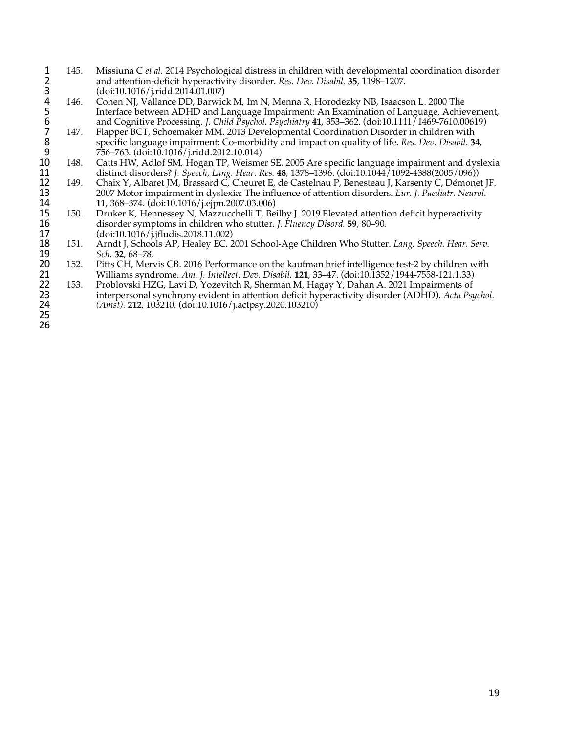145. Missiuna C *et al*. 2014 Psychological distress in children with developmental coordination disorder and attention-deficit hyperactivity disorder. *Res. Dev. Disabil.* **35**, 1198–1207. (doi:10.1016/j.ridd.2014.01.007)
146. Cohen NJ, Vallance DD, Barwick M, Im N, Menna R, Horodezky NB, Isaacson L. 2000 The Interface between ADHD and Language Impairment: An Examination of Language, Achievement, and Cognitive Processing. *J. Child Psychol. Psychiatry* **41**, 353–362. (doi:10.1111/1469-7610.00619)
147. Flapper BCT, Schoemaker MM. 2013 Developmental Coordination Disorder in children with specific language impairment: Co-morbidity and impact on quality of life. *Res. Dev. Disabil.* **34**, 756–763. (doi:10.1016/j.ridd.2012.10.014)
148. Catts HW, Adlof SM, Hogan TP, Weismer SE. 2005 Are specific language impairment and dyslexia distinct disorders? *J. Speech, Lang. Hear. Res.* **48**, 1378–1396. (doi:10.1044/1092-4388(2005/096))
149. Chaix Y, Albaret JM, Brassard C, Cheuret E, de Castelnau P, Benesteau J, Karsenty C, Démonet JF. 2007 Motor impairment in dyslexia: The influence of attention disorders. *Eur. J. Paediatr. Neurol.* **11**, 368–374. (doi:10.1016/j.ejpn.2007.03.006)
150. Druker K, Hennessey N, Mazzucchelli T, Beilby J. 2019 Elevated attention deficit hyperactivity disorder symptoms in children who stutter. *J. Fluency Disord.* **59**, 80–90. (doi:10.1016/j.jfludis.2018.11.002)
151. Arndt J, Schools AP, Healey EC. 2001 School-Age Children Who Stutter. *Lang. Speech. Hear. Serv. Sch.* **32**, 68–78.
152. Pitts CH, Mervis CB. 2016 Performance on the kaufman brief intelligence test-2 by children with Williams syndrome. *Am. J. Intellect. Dev. Disabil.* **121**, 33–47. (doi:10.1352/1944-7558-121.1.33)
153. Problovski HZG, Lavi D, Yozevitch R, Sherman M, Hagay Y, Dahan A. 2021 Impairments of interpersonal synchrony evident in attention deficit hyperactivity disorder (ADHD). *Acta Psychol. (Amst).* **212**, 103210. (doi:10.1016/j.actpsy.2020.103210)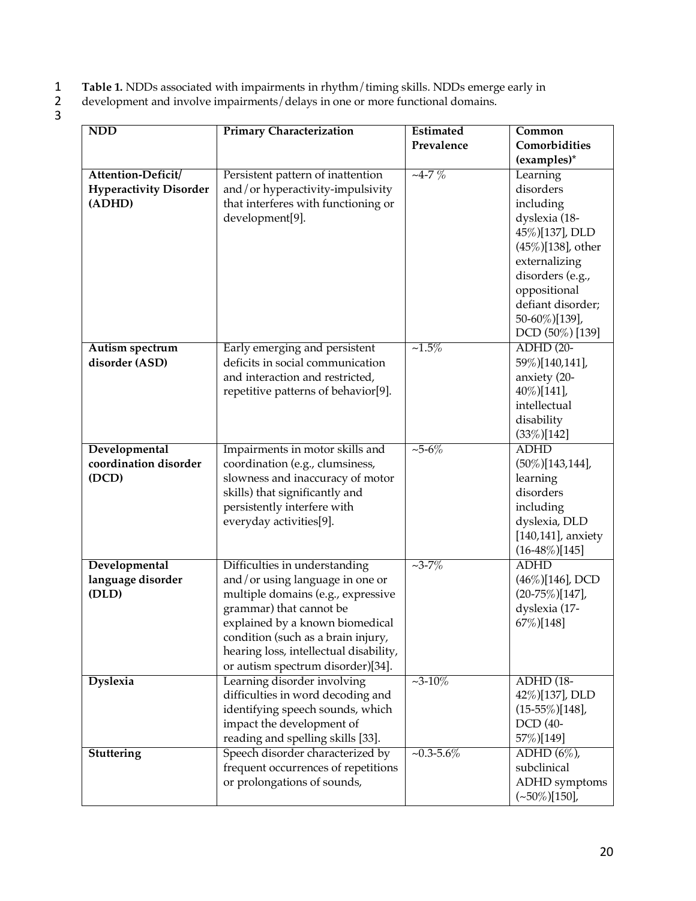**Table 1.** NDDs associated with impairments in rhythm/timing skills. NDDs emerge early in development and involve impairments/delays in one or more functional domains.

| NDD | Primary Characterization | Estimated Prevalence | Common Comorbidities (examples)* |
|---|---|---|---|
| **Attention-Deficit/ Hyperactivity Disorder (ADHD)** | Persistent pattern of inattention and/or hyperactivity-impulsivity that interferes with functioning or development[9]. | ~4-7 % | Learning disorders including dyslexia (18-45%)[137], DLD (45%)[138], other externalizing disorders (e.g., oppositional defiant disorder; 50-60%)[139], DCD (50%) [139] |
| **Autism spectrum disorder (ASD)** | Early emerging and persistent deficits in social communication and interaction and restricted, repetitive patterns of behavior[9]. | ~1.5% | ADHD (20-59%)[140,141], anxiety (20-40%)[141], intellectual disability (33%)[142] |
| **Developmental coordination disorder (DCD)** | Impairments in motor skills and coordination (e.g., clumsiness, slowness and inaccuracy of motor skills) that significantly and persistently interfere with everyday activities[9]. | ~5-6% | ADHD (50%)[143,144], learning disorders including dyslexia, DLD [140,141], anxiety (16-48%)[145] |
| **Developmental language disorder (DLD)** | Difficulties in understanding and/or using language in one or multiple domains (e.g., expressive grammar) that cannot be explained by a known biomedical condition (such as a brain injury, hearing loss, intellectual disability, or autism spectrum disorder)[34]. | ~3-7% | ADHD (46%)[146], DCD (20-75%)[147], dyslexia (17-67%)[148] |
| **Dyslexia** | Learning disorder involving difficulties in word decoding and identifying speech sounds, which impact the development of reading and spelling skills [33]. | ~3-10% | ADHD (18-42%)[137], DLD (15-55%)[148], DCD (40-57%)[149] |
| **Stuttering** | Speech disorder characterized by frequent occurrences of repetitions or prolongations of sounds, | ~0.3-5.6% | ADHD (6%), subclinical ADHD symptoms (~50%)[150], |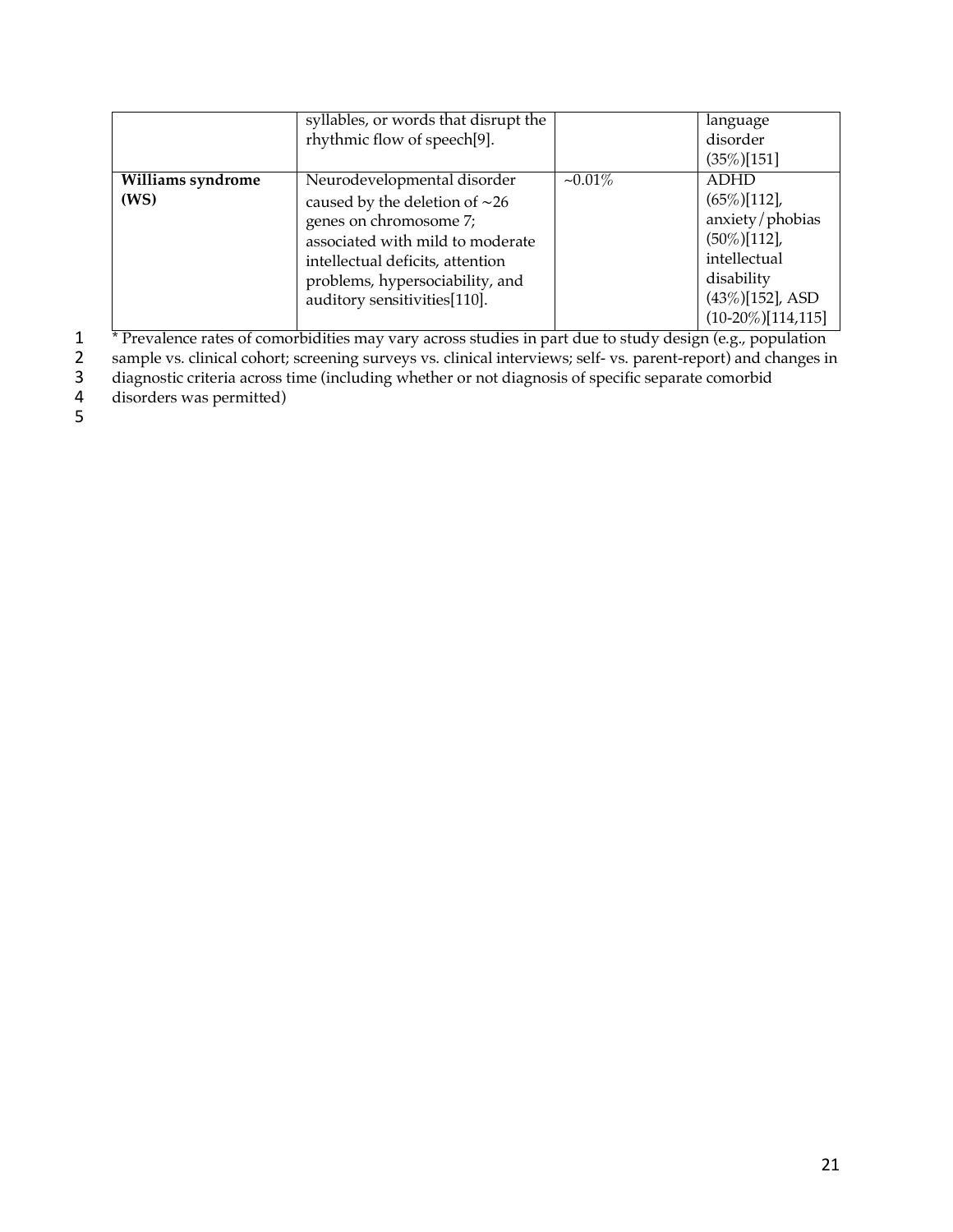| | | | |
|---|---|---|---|
| | syllables, or words that disrupt the rhythmic flow of speech[9]. | | language disorder (35%)[151] |
| **Williams syndrome (WS)** | Neurodevelopmental disorder caused by the deletion of ~26 genes on chromosome 7; associated with mild to moderate intellectual deficits, attention problems, hypersociability, and auditory sensitivities[110]. | ~0.01% | ADHD (65%)[112], anxiety/phobias (50%)[112], intellectual disability (43%)[152], ASD (10-20%)[114,115] |

* Prevalence rates of comorbidities may vary across studies in part due to study design (e.g., population sample vs. clinical cohort; screening surveys vs. clinical interviews; self- vs. parent-report) and changes in diagnostic criteria across time (including whether or not diagnosis of specific separate comorbid disorders was permitted)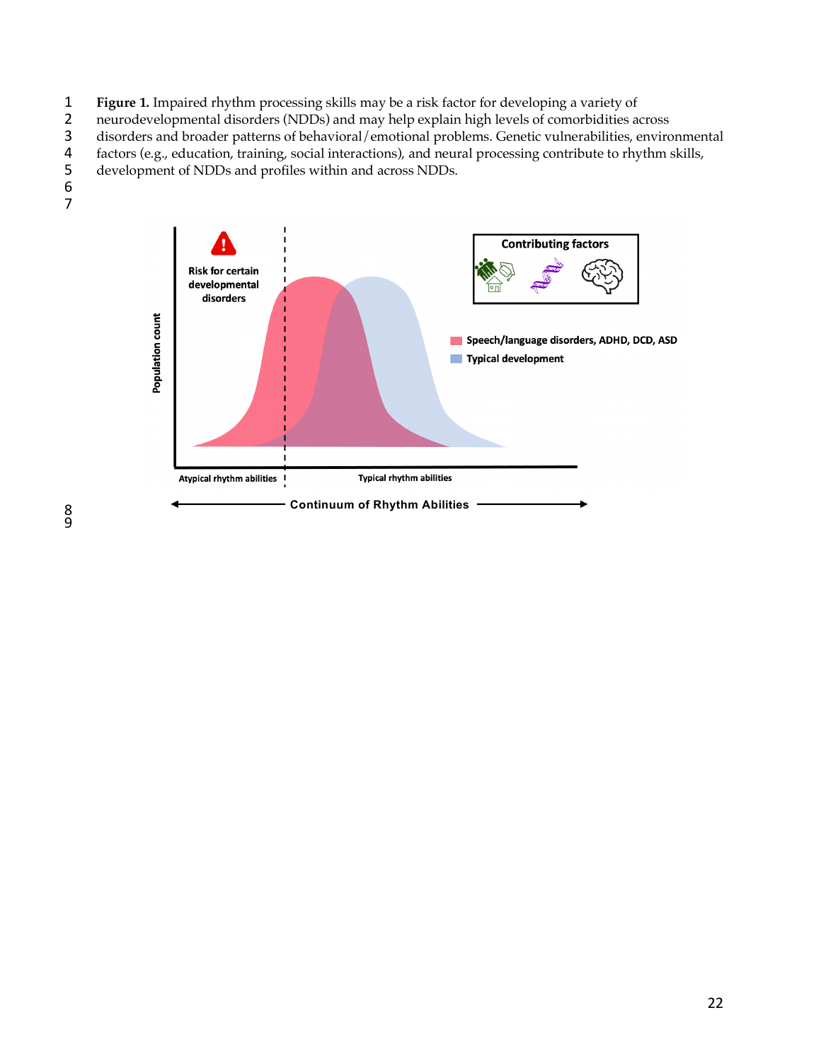**Figure 1.** Impaired rhythm processing skills may be a risk factor for developing a variety of neurodevelopmental disorders (NDDs) and may help explain high levels of comorbidities across disorders and broader patterns of behavioral/emotional problems. Genetic vulnerabilities, environmental factors (e.g., education, training, social interactions), and neural processing contribute to rhythm skills, development of NDDs and profiles within and across NDDs.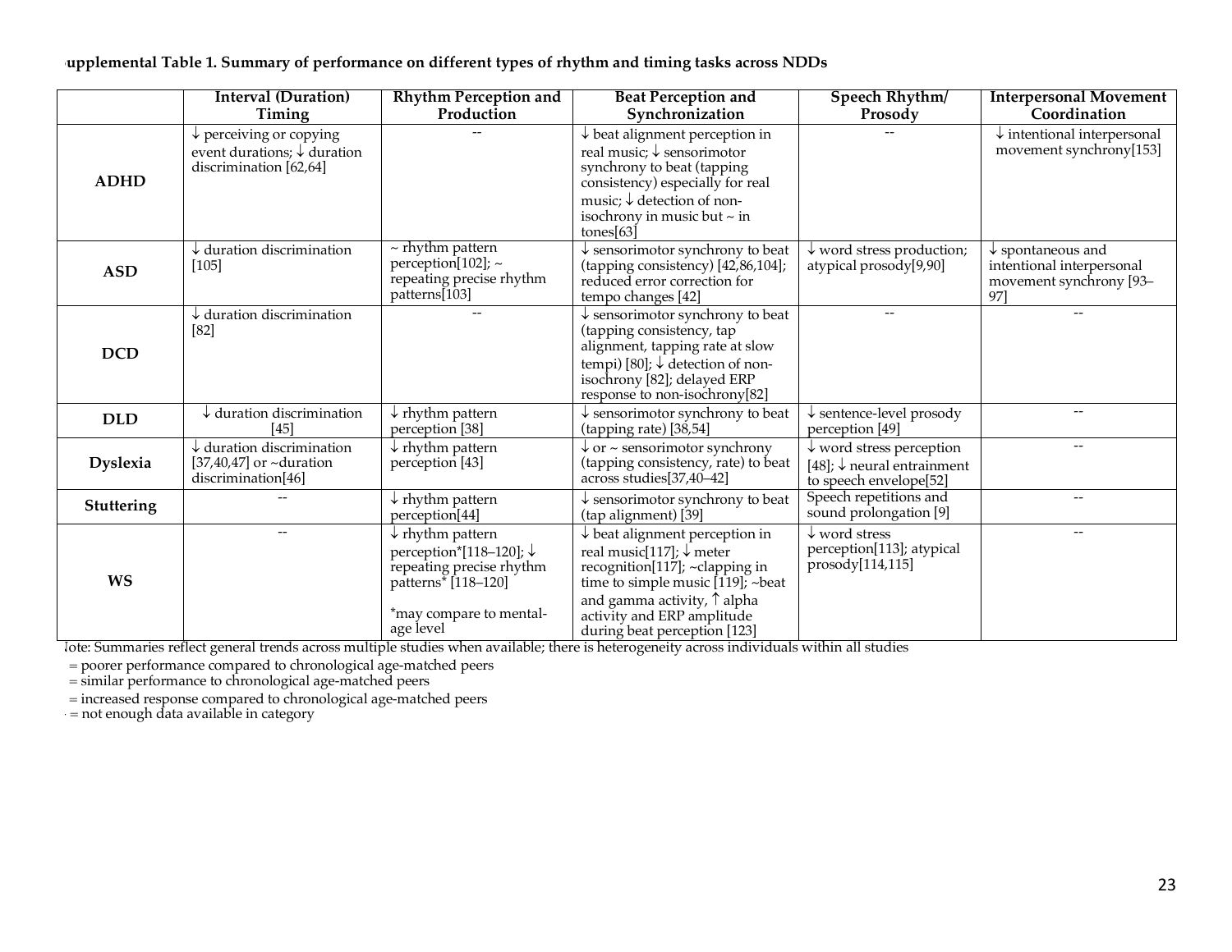**Supplemental Table 1. Summary of performance on different types of rhythm and timing tasks across NDDs**

| | Interval (Duration) Timing | Rhythm Perception and Production | Beat Perception and Synchronization | Speech Rhythm/ Prosody | Interpersonal Movement Coordination |
|---|---|---|---|---|---|
| **ADHD** | ↓ perceiving or copying event durations; ↓ duration discrimination [62,64] | -- | ↓ beat alignment perception in real music; ↓ sensorimotor synchrony to beat (tapping consistency) especially for real music; ↓ detection of non-isochrony in music but ~ in tones[63] | -- | ↓ intentional interpersonal movement synchrony[153] |
| **ASD** | ↓ duration discrimination [105] | ~ rhythm pattern perception[102]; ~ repeating precise rhythm patterns[103] | ↓ sensorimotor synchrony to beat (tapping consistency) [42,86,104]; reduced error correction for tempo changes [42] | ↓ word stress production; atypical prosody[9,90] | ↓ spontaneous and intentional interpersonal movement synchrony [93–97] |
| **DCD** | ↓ duration discrimination [82] | -- | ↓ sensorimotor synchrony to beat (tapping consistency, tap alignment, tapping rate at slow tempi) [80]; ↓ detection of non-isochrony [82]; delayed ERP response to non-isochrony[82] | -- | -- |
| **DLD** | ↓ duration discrimination [45] | ↓ rhythm pattern perception [38] | ↓ sensorimotor synchrony to beat (tapping rate) [38,54] | ↓ sentence-level prosody perception [49] | -- |
| **Dyslexia** | ↓ duration discrimination [37,40,47] or ~duration discrimination[46] | ↓ rhythm pattern perception [43] | ↓ or ~ sensorimotor synchrony (tapping consistency, rate) to beat across studies[37,40–42] | ↓ word stress perception [48]; ↓ neural entrainment to speech envelope[52] | -- |
| **Stuttering** | -- | ↓ rhythm pattern perception[44] | ↓ sensorimotor synchrony to beat (tap alignment) [39] | Speech repetitions and sound prolongation [9] | -- |
| **WS** | -- | ↓ rhythm pattern perception*[118–120]; ↓ repeating precise rhythm patterns* [118–120]<br><br>*may compare to mental-age level | ↓ beat alignment perception in real music[117]; ↓ meter recognition[117]; ~clapping in time to simple music [119]; ~beat and gamma activity, ↑ alpha activity and ERP amplitude during beat perception [123] | ↓ word stress perception[113]; atypical prosody[114,115] | -- |

Note: Summaries reflect general trends across multiple studies when available; there is heterogeneity across individuals within all studies

↓ = poorer performance compared to chronological age-matched peers

~ = similar performance to chronological age-matched peers

↑ = increased response compared to chronological age-matched peers

-- = not enough data available in category